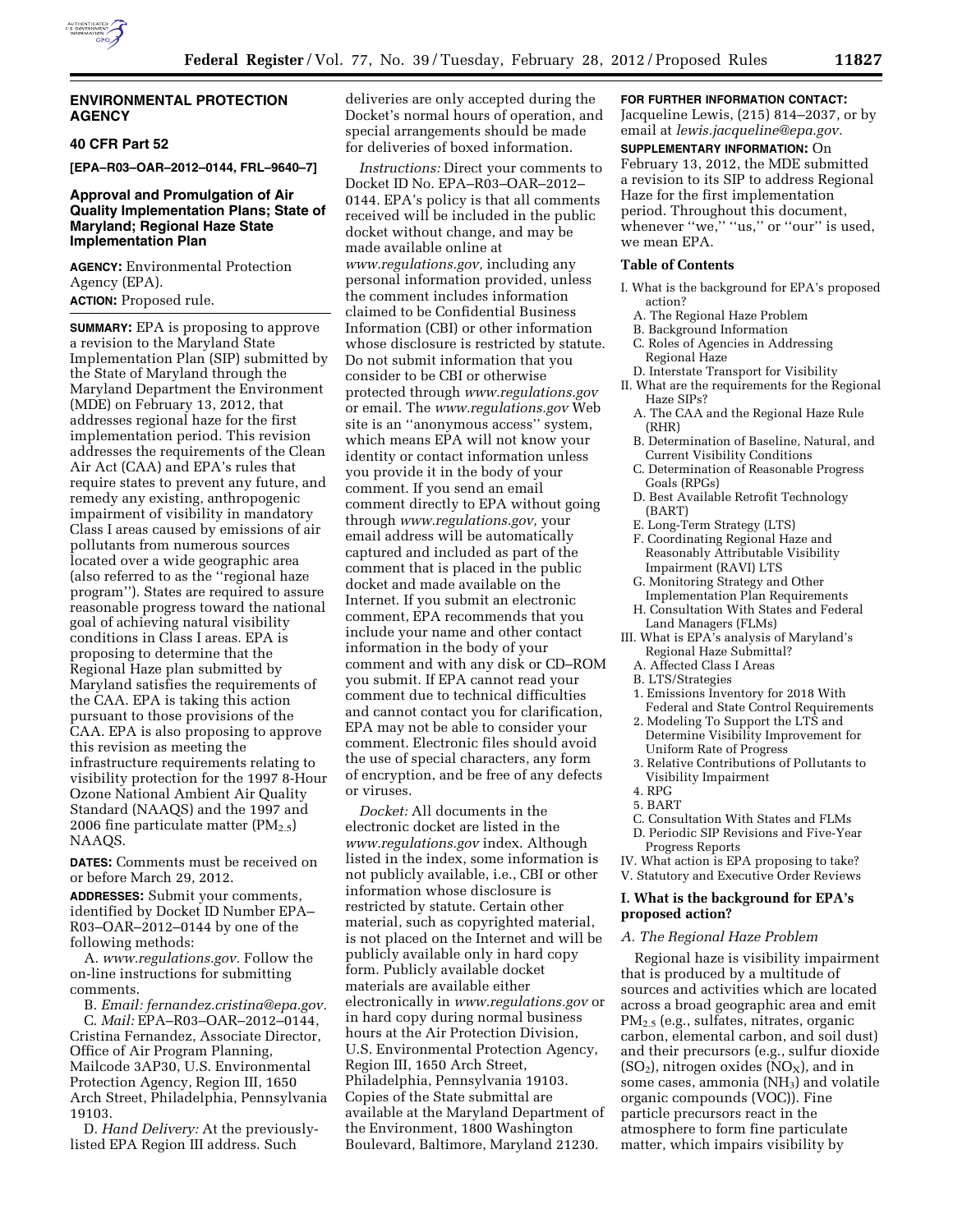## ENVIRONMENTAL PROTECTION AGENCY

### 40 CFR Part 52

**[EPA–R03–OAR–2012–0144, FRL–9640–7]**

### Approval and Promulgation of Air Quality Implementation Plans; State of Maryland; Regional Haze State Implementation Plan

**AGENCY:** Environmental Protection Agency (EPA).

**ACTION:** Proposed rule.

**SUMMARY:** EPA is proposing to approve a revision to the Maryland State Implementation Plan (SIP) submitted by the State of Maryland through the Maryland Department the Environment (MDE) on February 13, 2012, that addresses regional haze for the first implementation period. This revision addresses the requirements of the Clean Air Act (CAA) and EPA's rules that require states to prevent any future, and remedy any existing, anthropogenic impairment of visibility in mandatory Class I areas caused by emissions of air pollutants from numerous sources located over a wide geographic area (also referred to as the ''regional haze program''). States are required to assure reasonable progress toward the national goal of achieving natural visibility conditions in Class I areas. EPA is proposing to determine that the Regional Haze plan submitted by Maryland satisfies the requirements of the CAA. EPA is taking this action pursuant to those provisions of the CAA. EPA is also proposing to approve this revision as meeting the infrastructure requirements relating to visibility protection for the 1997 8-Hour Ozone National Ambient Air Quality Standard (NAAQS) and the 1997 and 2006 fine particulate matter ($PM_{2.5}$) NAAQS.

**DATES:** Comments must be received on or before March 29, 2012.

**ADDRESSES:** Submit your comments, identified by Docket Identification Number EPA–R03–OAR–2012–0144 by one of the following methods:

A. *www.regulations.gov.* Follow the on-line instructions for submitting comments.

B. *Email: fernandez.cristina@epa.gov.*

C. *Mail:* EPA–R03–OAR–2012–0144, Cristina Fernandez, Associate Director, Office of Air Program Planning, Mailcode 3AP30, U.S. Environmental Protection Agency, Region III, 1650 Arch Street, Philadelphia, Pennsylvania 19103.

D. *Hand Delivery:* At the previously-listed EPA Region III address. Such deliveries are only accepted during the Docket's normal hours of operation, and special arrangements should be made for deliveries of boxed information.

*Instructions:* Direct your comments to Docket ID No. EPA–R03–OAR–2012–0144. EPA's policy is that all comments received will be included in the public docket without change, and may be made available online at *www.regulations.gov,* including any personal information provided, unless the comment includes information claimed to be Confidential Business Information (CBI) or other information whose disclosure is restricted by statute. Do not submit information that you consider to be CBI or otherwise protected through *www.regulations.gov* or email. The *www.regulations.gov* Web site is an ''anonymous access'' system, which means EPA will not know your identity or contact information unless you provide it in the body of your comment. If you send an email comment directly to EPA without going through *www.regulations.gov,* your email address will be automatically captured and included as part of the comment that is placed in the public docket and made available on the Internet. If you submit an electronic comment, EPA recommends that you include your name and other contact information in the body of your comment and with any disk or CD–ROM you submit. If EPA cannot read your comment due to technical difficulties and cannot contact you for clarification, EPA may not be able to consider your comment. Electronic files should avoid the use of special characters, any form of encryption, and be free of any defects or viruses.

*Docket:* All documents in the electronic docket are listed in the *www.regulations.gov* index. Although listed in the index, some information is not publicly available, i.e., CBI or other information whose disclosure is restricted by statute. Certain other material, such as copyrighted material, is not placed on the Internet and will be publicly available only in hard copy form. Publicly available docket materials are available either electronically in *www.regulations.gov* or in hard copy during normal business hours at the Air Protection Division, U.S. Environmental Protection Agency, Region III, 1650 Arch Street, Philadelphia, Pennsylvania 19103. Copies of the State submittal are available at the Maryland Department of the Environment, 1800 Washington Boulevard, Baltimore, Maryland 21230.

**FOR FURTHER INFORMATION CONTACT:** Jacqueline Lewis, (215) 814–2037, or by email at *lewis.jacqueline@epa.gov.*

**SUPPLEMENTARY INFORMATION:** On February 13, 2012, the MDE submitted a revision to its SIP to address Regional Haze for the first implementation period. Throughout this document, whenever ''we,'' ''us,'' or ''our'' is used, we mean EPA.

**Table of Contents**

- I. What is the background for EPA's proposed action?
  - A. The Regional Haze Problem
  - B. Background Information
  - C. Roles of Agencies in Addressing Regional Haze
  - D. Interstate Transport for Visibility
- II. What are the requirements for the Regional Haze SIPs?
  - A. The CAA and the Regional Haze Rule (RHR)
  - B. Determination of Baseline, Natural, and Current Visibility Conditions
  - C. Determination of Reasonable Progress Goals (RPGs)
  - D. Best Available Retrofit Technology (BART)
  - E. Long-Term Strategy (LTS)
  - F. Coordinating Regional Haze and Reasonably Attributable Visibility Impairment (RAVI) LTS
  - G. Monitoring Strategy and Other Implementation Plan Requirements
  - H. Consultation With States and Federal Land Managers (FLMs)
- III. What is EPA's analysis of Maryland's Regional Haze Submittal?
  - A. Affected Class I Areas
  - B. LTS/Strategies
    - 1. Emissions Inventory for 2018 With Federal and State Control Requirements
    - 2. Modeling To Support the LTS and Determine Visibility Improvement for Uniform Rate of Progress
    - 3. Relative Contributions of Pollutants to Visibility Impairment
    - 4. RPG
    - 5. BART
  - C. Consultation With States and FLMs
  - D. Periodic SIP Revisions and Five-Year Progress Reports
- IV. What action is EPA proposing to take?
- V. Statutory and Executive Order Reviews

## I. What is the background for EPA's proposed action?

### A. The Regional Haze Problem

Regional haze is visibility impairment that is produced by a multitude of sources and activities which are located across a broad geographic area and emit $PM_{2.5}$ (e.g., sulfates, nitrates, organic carbon, elemental carbon, and soil dust) and their precursors (e.g., sulfur dioxide ($SO_2$), nitrogen oxides ($NO_X$), and in some cases, ammonia ($NH_3$) and volatile organic compounds (VOC)). Fine particle precursors react in the atmosphere to form fine particulate matter, which impairs visibility by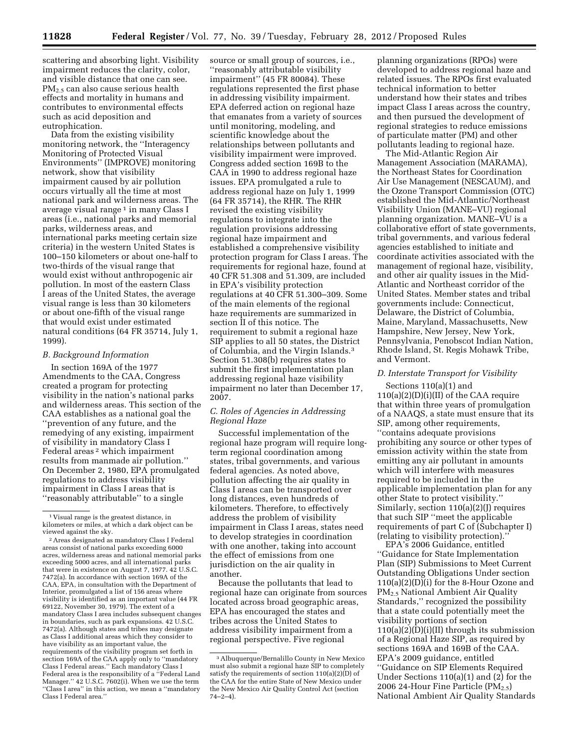scattering and absorbing light. Visibility impairment reduces the clarity, color, and visible distance that one can see. $PM_{2.5}$ can also cause serious health effects and mortality in humans and contributes to environmental effects such as acid deposition and eutrophication.

Data from the existing visibility monitoring network, the ''Interagency Monitoring of Protected Visual Environments'' (IMPROVE) monitoring network, show that visibility impairment caused by air pollution occurs virtually all the time at most national park and wilderness areas. The average visual range [1] in many Class I areas (i.e., national parks and memorial parks, wilderness areas, and international parks meeting certain size criteria) in the western United States is 100–150 kilometers or about one-half to two-thirds of the visual range that would exist without anthropogenic air pollution. In most of the eastern Class I areas of the United States, the average visual range is less than 30 kilometers or about one-fifth of the visual range that would exist under estimated natural conditions (64 FR 35714, July 1, 1999).

### B. Background Information

In section 169A of the 1977 Amendments to the CAA, Congress created a program for protecting visibility in the nation's national parks and wilderness areas. This section of the CAA establishes as a national goal the ''prevention of any future, and the remedying of any existing, impairment of visibility in mandatory Class I Federal areas [2] which impairment results from manmade air pollution.'' On December 2, 1980, EPA promulgated regulations to address visibility impairment in Class I areas that is ''reasonably attributable'' to a single source or small group of sources, i.e., ''reasonably attributable visibility impairment'' (45 FR 80084). These regulations represented the first phase in addressing visibility impairment. EPA deferred action on regional haze that emanates from a variety of sources until monitoring, modeling, and scientific knowledge about the relationships between pollutants and visibility impairment were improved. Congress added section 169B to the CAA in 1990 to address regional haze issues. EPA promulgated a rule to address regional haze on July 1, 1999 (64 FR 35714), the RHR. The RHR revised the existing visibility regulations to integrate into the regulation provisions addressing regional haze impairment and established a comprehensive visibility protection program for Class I areas. The requirements for regional haze, found at 40 CFR 51.308 and 51.309, are included in EPA's visibility protection regulations at 40 CFR 51.300–309. Some of the main elements of the regional haze requirements are summarized in section II of this notice. The requirement to submit a regional haze SIP applies to all 50 states, the District of Columbia, and the Virgin Islands.[3] Section 51.308(b) requires states to submit the first implementation plan addressing regional haze visibility impairment no later than December 17, 2007.

### C. Roles of Agencies in Addressing Regional Haze

Successful implementation of the regional haze program will require long-term regional coordination among states, tribal governments, and various federal agencies. As noted above, pollution affecting the air quality in Class I areas can be transported over long distances, even hundreds of kilometers. Therefore, to effectively address the problem of visibility impairment in Class I areas, states need to develop strategies in coordination with one another, taking into account the effect of emissions from one jurisdiction on the air quality in another.

Because the pollutants that lead to regional haze can originate from sources located across broad geographic areas, EPA has encouraged the states and tribes across the United States to address visibility impairment from a regional perspective. Five regional planning organizations (RPOs) were developed to address regional haze and related issues. The RPOs first evaluated technical information to better understand how their states and tribes impact Class I areas across the country, and then pursued the development of regional strategies to reduce emissions of particulate matter (PM) and other pollutants leading to regional haze.

The Mid-Atlantic Region Air Management Association (MARAMA), the Northeast States for Coordination Air Use Management (NESCAUM), and the Ozone Transport Commission (OTC) established the Mid-Atlantic/Northeast Visibility Union (MANE–VU) regional planning organization. MANE–VU is a collaborative effort of state governments, tribal governments, and various federal agencies established to initiate and coordinate activities associated with the management of regional haze, visibility, and other air quality issues in the Mid-Atlantic and Northeast corridor of the United States. Member states and tribal governments include: Connecticut, Delaware, the District of Columbia, Maine, Maryland, Massachusetts, New Hampshire, New Jersey, New York, Pennsylvania, Penobscot Indian Nation, Rhode Island, St. Regis Mohawk Tribe, and Vermont.

### D. Interstate Transport for Visibility

Sections 110(a)(1) and 110(a)(2)(D)(i)(II) of the CAA require that within three years of promulgation of a NAAQS, a state must ensure that its SIP, among other requirements, ''contains adequate provisions prohibiting any source or other types of emission activity within the state from emitting any air pollutant in amounts which will interfere with measures required to be included in the applicable implementation plan for any other State to protect visibility.'' Similarly, section 110(a)(2)(J) requires that such SIP ''meet the applicable requirements of part C of (Subchapter I) (relating to visibility protection).''

EPA's 2006 Guidance, entitled ''Guidance for State Implementation Plan (SIP) Submissions to Meet Current Outstanding Obligations Under section 110(a)(2)(D)(i) for the 8-Hour Ozone and $PM_{2.5}$ National Ambient Air Quality Standards,'' recognized the possibility that a state could potentially meet the visibility portions of section 110(a)(2)(D)(i)(II) through its submission of a Regional Haze SIP, as required by sections 169A and 169B of the CAA. EPA's 2009 guidance, entitled ''Guidance on SIP Elements Required Under Sections 110(a)(1) and (2) for the 2006 24-Hour Fine Particle ($PM_{2.5}$) National Ambient Air Quality Standards

---

[1] Visual range is the greatest distance, in kilometers or miles, at which a dark object can be viewed against the sky.

[2] Areas designated as mandatory Class I Federal areas consist of national parks exceeding 6000 acres, wilderness areas and national memorial parks exceeding 5000 acres, and all international parks that were in existence on August 7, 1977. 42 U.S.C. 7472(a). In accordance with section 169A of the CAA, EPA, in consultation with the Department of Interior, promulgated a list of 156 areas where visibility is identified as an important value (44 FR 69122, November 30, 1979). The extent of a mandatory Class I area includes subsequent changes in boundaries, such as park expansions. 42 U.S.C. 7472(a). Although states and tribes may designate as Class I additional areas which they consider to have visibility as an important value, the requirements of the visibility program set forth in section 169A of the CAA apply only to ''mandatory Class I Federal areas.'' Each mandatory Class I Federal area is the responsibility of a ''Federal Land Manager.'' 42 U.S.C. 7602(i). When we use the term ''Class I area'' in this action, we mean a ''mandatory Class I Federal area.''

[3] Albuquerque/Bernalillo County in New Mexico must also submit a regional haze SIP to completely satisfy the requirements of section 110(a)(2)(D) of the CAA for the entire State of New Mexico under the New Mexico Air Quality Control Act (section 74–2–4).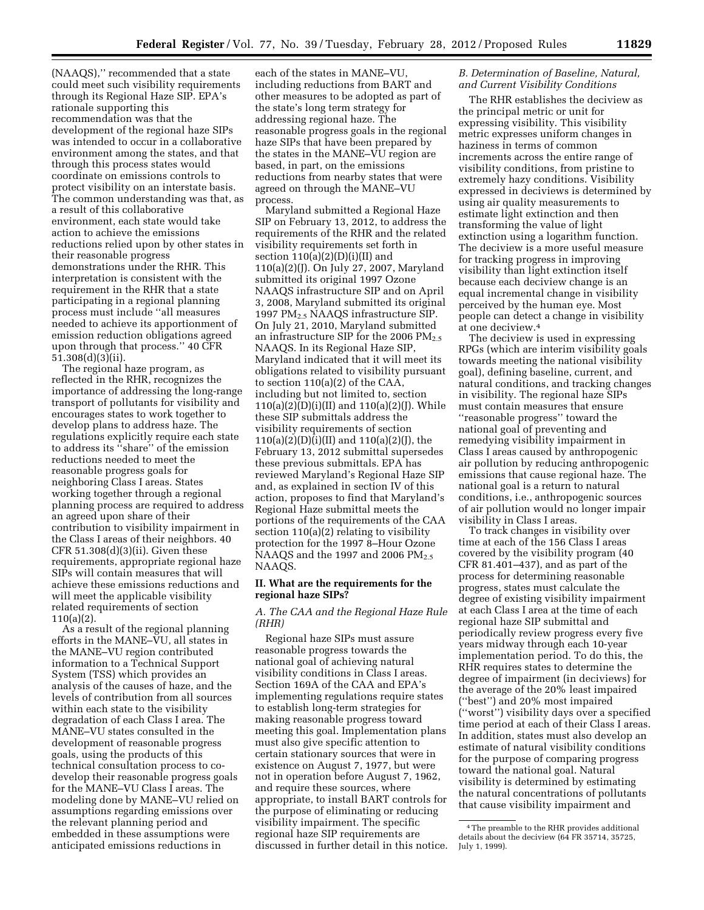(NAAQS),'' recommended that a state could meet such visibility requirements through its Regional Haze SIP. EPA's rationale supporting this recommendation was that the development of the regional haze SIPs was intended to occur in a collaborative environment among the states, and that through this process states would coordinate on emissions controls to protect visibility on an interstate basis. The common understanding was that, as a result of this collaborative environment, each state would take action to achieve the emissions reductions relied upon by other states in their reasonable progress demonstrations under the RHR. This interpretation is consistent with the requirement in the RHR that a state participating in a regional planning process must include ''all measures needed to achieve its apportionment of emission reduction obligations agreed upon through that process.'' 40 CFR 51.308(d)(3)(ii).

The regional haze program, as reflected in the RHR, recognizes the importance of addressing the long-range transport of pollutants for visibility and encourages states to work together to develop plans to address haze. The regulations explicitly require each state to address its ''share'' of the emission reductions needed to meet the reasonable progress goals for neighboring Class I areas. States working together through a regional planning process are required to address an agreed upon share of their contribution to visibility impairment in the Class I areas of their neighbors. 40 CFR 51.308(d)(3)(ii). Given these requirements, appropriate regional haze SIPs will contain measures that will achieve these emissions reductions and will meet the applicable visibility related requirements of section 110(a)(2).

As a result of the regional planning efforts in the MANE–VU, all states in the MANE–VU region contributed information to a Technical Support System (TSS) which provides an analysis of the causes of haze, and the levels of contribution from all sources within each state to the visibility degradation of each Class I area. The MANE–VU states consulted in the development of reasonable progress goals, using the products of this technical consultation process to co-develop their reasonable progress goals for the MANE–VU Class I areas. The modeling done by MANE–VU relied on assumptions regarding emissions over the relevant planning period and embedded in these assumptions were anticipated emissions reductions in each of the states in MANE–VU, including reductions from BART and other measures to be adopted as part of the state's long term strategy for addressing regional haze. The reasonable progress goals in the regional haze SIPs that have been prepared by the states in the MANE–VU region are based, in part, on the emissions reductions from nearby states that were agreed on through the MANE–VU process.

Maryland submitted a Regional Haze SIP on February 13, 2012, to address the requirements of the RHR and the related visibility requirements set forth in section 110(a)(2)(D)(i)(II) and 110(a)(2)(J). On July 27, 2007, Maryland submitted its original 1997 Ozone NAAQS infrastructure SIP and on April 3, 2008, Maryland submitted its original 1997 $PM_{2.5}$ NAAQS infrastructure SIP. On July 21, 2010, Maryland submitted an infrastructure SIP for the 2006 $PM_{2.5}$ NAAQS. In its Regional Haze SIP, Maryland indicated that it will meet its obligations related to visibility pursuant to section 110(a)(2) of the CAA, including but not limited to, section 110(a)(2)(D)(i)(II) and 110(a)(2)(J). While these SIP submittals address the visibility requirements of section 110(a)(2)(D)(i)(II) and 110(a)(2)(J), the February 13, 2012 submittal supersedes these previous submittals. EPA has reviewed Maryland's Regional Haze SIP and, as explained in section IV of this action, proposes to find that Maryland's Regional Haze submittal meets the portions of the requirements of the CAA section 110(a)(2) relating to visibility protection for the 1997 8–Hour Ozone NAAQS and the 1997 and 2006 $PM_{2.5}$ NAAQS.

## II. What are the requirements for the regional haze SIPs?

### A. The CAA and the Regional Haze Rule (RHR)

Regional haze SIPs must assure reasonable progress towards the national goal of achieving natural visibility conditions in Class I areas. Section 169A of the CAA and EPA's implementing regulations require states to establish long-term strategies for making reasonable progress toward meeting this goal. Implementation plans must also give specific attention to certain stationary sources that were in existence on August 7, 1977, but were not in operation before August 7, 1962, and require these sources, where appropriate, to install BART controls for the purpose of eliminating or reducing visibility impairment. The specific regional haze SIP requirements are discussed in further detail in this notice.

### B. Determination of Baseline, Natural, and Current Visibility Conditions

The RHR establishes the deciview as the principal metric or unit for expressing visibility. This visibility metric expresses uniform changes in haziness in terms of common increments across the entire range of visibility conditions, from pristine to extremely hazy conditions. Visibility expressed in deciviews is determined by using air quality measurements to estimate light extinction and then transforming the value of light extinction using a logarithm function. The deciview is a more useful measure for tracking progress in improving visibility than light extinction itself because each deciview change is an equal incremental change in visibility perceived by the human eye. Most people can detect a change in visibility at one deciview.[4]

The deciview is used in expressing RPGs (which are interim visibility goals towards meeting the national visibility goal), defining baseline, current, and natural conditions, and tracking changes in visibility. The regional haze SIPs must contain measures that ensure ''reasonable progress'' toward the national goal of preventing and remedying visibility impairment in Class I areas caused by anthropogenic air pollution by reducing anthropogenic emissions that cause regional haze. The national goal is a return to natural conditions, i.e., anthropogenic sources of air pollution would no longer impair visibility in Class I areas.

To track changes in visibility over time at each of the 156 Class I areas covered by the visibility program (40 CFR 81.401–437), and as part of the process for determining reasonable progress, states must calculate the degree of existing visibility impairment at each Class I area at the time of each regional haze SIP submittal and periodically review progress every five years midway through each 10-year implementation period. To do this, the RHR requires states to determine the degree of impairment (in deciviews) for the average of the 20% least impaired (''best'') and 20% most impaired (''worst'') visibility days over a specified time period at each of their Class I areas. In addition, states must also develop an estimate of natural visibility conditions for the purpose of comparing progress toward the national goal. Natural visibility is determined by estimating the natural concentrations of pollutants that cause visibility impairment and

[4] The preamble to the RHR provides additional details about the deciview (64 FR 35714, 35725, July 1, 1999).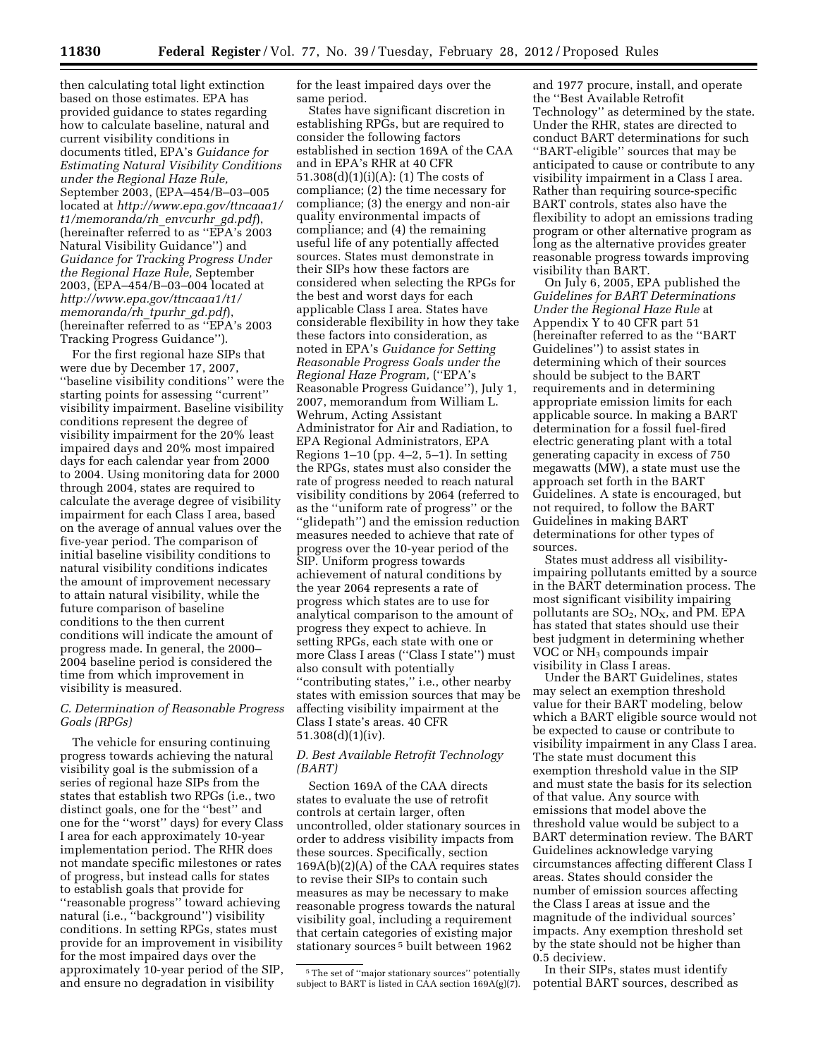then calculating total light extinction based on those estimates. EPA has provided guidance to states regarding how to calculate baseline, natural and current visibility conditions in documents titled, EPA's *Guidance for Estimating Natural Visibility Conditions under the Regional Haze Rule,* September 2003, (EPA–454/B–03–005 located at *http://www.epa.gov/ttncaaa1/t1/memoranda/rh_envcurhr_gd.pdf*), (hereinafter referred to as ''EPA's 2003 Natural Visibility Guidance'') and *Guidance for Tracking Progress Under the Regional Haze Rule,* September 2003, (EPA–454/B–03–004 located at *http://www.epa.gov/ttncaaa1/t1/memoranda/rh_tpurhr_gd.pdf*), (hereinafter referred to as ''EPA's 2003 Tracking Progress Guidance'').

For the first regional haze SIPs that were due by December 17, 2007, ''baseline visibility conditions'' were the starting points for assessing ''current'' visibility impairment. Baseline visibility conditions represent the degree of visibility impairment for the 20% least impaired days and 20% most impaired days for each calendar year from 2000 to 2004. Using monitoring data for 2000 through 2004, states are required to calculate the average degree of visibility impairment for each Class I area, based on the average of annual values over the five-year period. The comparison of initial baseline visibility conditions to natural visibility conditions indicates the amount of improvement necessary to attain natural visibility, while the future comparison of baseline conditions to the then current conditions will indicate the amount of progress made. In general, the 2000–2004 baseline period is considered the time from which improvement in visibility is measured.

### *C. Determination of Reasonable Progress Goals (RPGs)*

The vehicle for ensuring continuing progress towards achieving the natural visibility goal is the submission of a series of regional haze SIPs from the states that establish two RPGs (i.e., two distinct goals, one for the ''best'' and one for the ''worst'' days) for every Class I area for each approximately 10-year implementation period. The RHR does not mandate specific milestones or rates of progress, but instead calls for states to establish goals that provide for ''reasonable progress'' toward achieving natural (i.e., ''background'') visibility conditions. In setting RPGs, states must provide for an improvement in visibility for the most impaired days over the approximately 10-year period of the SIP, and ensure no degradation in visibility for the least impaired days over the same period.

States have significant discretion in establishing RPGs, but are required to consider the following factors established in section 169A of the CAA and in EPA's RHR at 40 CFR 51.308(d)(1)(i)(A): (1) The costs of compliance; (2) the time necessary for compliance; (3) the energy and non-air quality environmental impacts of compliance; and (4) the remaining useful life of any potentially affected sources. States must demonstrate in their SIPs how these factors are considered when selecting the RPGs for the best and worst days for each applicable Class I area. States have considerable flexibility in how they take these factors into consideration, as noted in EPA's *Guidance for Setting Reasonable Progress Goals under the Regional Haze Program,* (''EPA's Reasonable Progress Guidance''), July 1, 2007, memorandum from William L. Wehrum, Acting Assistant Administrator for Air and Radiation, to EPA Regional Administrators, EPA Regions 1–10 (pp. 4–2, 5–1). In setting the RPGs, states must also consider the rate of progress needed to reach natural visibility conditions by 2064 (referred to as the ''uniform rate of progress'' or the ''glidepath'') and the emission reduction measures needed to achieve that rate of progress over the 10-year period of the SIP. Uniform progress towards achievement of natural conditions by the year 2064 represents a rate of progress which states are to use for analytical comparison to the amount of progress they expect to achieve. In setting RPGs, each state with one or more Class I areas (''Class I state'') must also consult with potentially ''contributing states,'' i.e., other nearby states with emission sources that may be affecting visibility impairment at the Class I state's areas. 40 CFR 51.308(d)(1)(iv).

### *D. Best Available Retrofit Technology (BART)*

Section 169A of the CAA directs states to evaluate the use of retrofit controls at certain larger, often uncontrolled, older stationary sources in order to address visibility impacts from these sources. Specifically, section 169A(b)(2)(A) of the CAA requires states to revise their SIPs to contain such measures as may be necessary to make reasonable progress towards the natural visibility goal, including a requirement that certain categories of existing major stationary sources [5] built between 1962 and 1977 procure, install, and operate the ''Best Available Retrofit Technology'' as determined by the state. Under the RHR, states are directed to conduct BART determinations for such ''BART-eligible'' sources that may be anticipated to cause or contribute to any visibility impairment in a Class I area. Rather than requiring source-specific BART controls, states also have the flexibility to adopt an emissions trading program or other alternative program as long as the alternative provides greater reasonable progress towards improving visibility than BART.

On July 6, 2005, EPA published the *Guidelines for BART Determinations Under the Regional Haze Rule* at Appendix Y to 40 CFR part 51 (hereinafter referred to as the ''BART Guidelines'') to assist states in determining which of their sources should be subject to the BART requirements and in determining appropriate emission limits for each applicable source. In making a BART determination for a fossil fuel-fired electric generating plant with a total generating capacity in excess of 750 megawatts (MW), a state must use the approach set forth in the BART Guidelines. A state is encouraged, but not required, to follow the BART Guidelines in making BART determinations for other types of sources.

States must address all visibility-impairing pollutants emitted by a source in the BART determination process. The most significant visibility impairing pollutants are $SO_2$, $NO_X$, and PM. EPA has stated that states should use their best judgment in determining whether VOC or $NH_3$ compounds impair visibility in Class I areas.

Under the BART Guidelines, states may select an exemption threshold value for their BART modeling, below which a BART eligible source would not be expected to cause or contribute to visibility impairment in any Class I area. The state must document this exemption threshold value in the SIP and must state the basis for its selection of that value. Any source with emissions that model above the threshold value would be subject to a BART determination review. The BART Guidelines acknowledge varying circumstances affecting different Class I areas. States should consider the number of emission sources affecting the Class I areas at issue and the magnitude of the individual sources' impacts. Any exemption threshold set by the state should not be higher than 0.5 deciview.

In their SIPs, states must identify potential BART sources, described as

[5] The set of ''major stationary sources'' potentially subject to BART is listed in CAA section 169A(g)(7).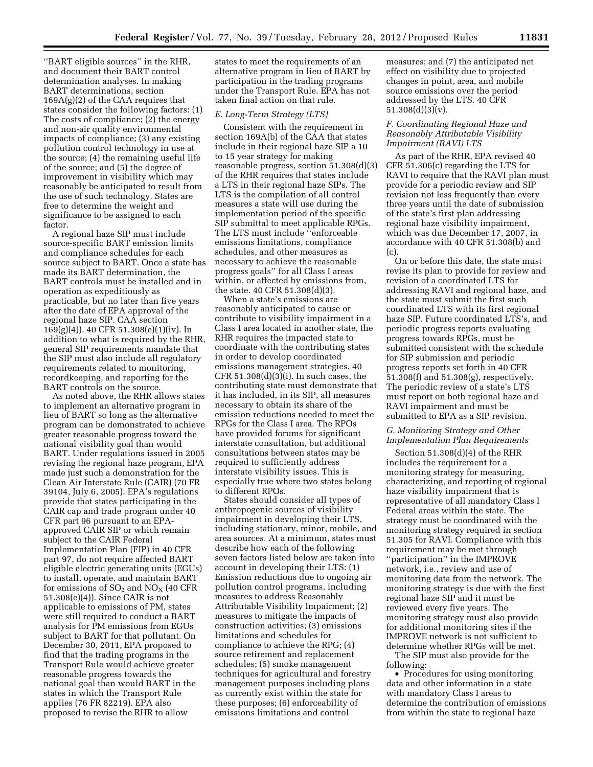''BART eligible sources'' in the RHR, and document their BART control determination analyses. In making BART determinations, section 169A(g)(2) of the CAA requires that states consider the following factors: (1) The costs of compliance; (2) the energy and non-air quality environmental impacts of compliance; (3) any existing pollution control technology in use at the source; (4) the remaining useful life of the source; and (5) the degree of improvement in visibility which may reasonably be anticipated to result from the use of such technology. States are free to determine the weight and significance to be assigned to each factor.

A regional haze SIP must include source-specific BART emission limits and compliance schedules for each source subject to BART. Once a state has made its BART determination, the BART controls must be installed and in operation as expeditiously as practicable, but no later than five years after the date of EPA approval of the regional haze SIP. CAA section 169(g)(4)). 40 CFR 51.308(e)(1)(iv). In addition to what is required by the RHR, general SIP requirements mandate that the SIP must also include all regulatory requirements related to monitoring, recordkeeping, and reporting for the BART controls on the source.

As noted above, the RHR allows states to implement an alternative program in lieu of BART so long as the alternative program can be demonstrated to achieve greater reasonable progress toward the national visibility goal than would BART. Under regulations issued in 2005 revising the regional haze program, EPA made just such a demonstration for the Clean Air Interstate Rule (CAIR) (70 FR 39104, July 6, 2005). EPA's regulations provide that states participating in the CAIR cap and trade program under 40 CFR part 96 pursuant to an EPA-approved CAIR SIP or which remain subject to the CAIR Federal Implementation Plan (FIP) in 40 CFR part 97, do not require affected BART eligible electric generating units (EGUs) to install, operate, and maintain BART for emissions of $SO_2$ and $NO_X$ (40 CFR 51.308(e)(4)). Since CAIR is not applicable to emissions of PM, states were still required to conduct a BART analysis for PM emissions from EGUs subject to BART for that pollutant. On December 30, 2011, EPA proposed to find that the trading programs in the Transport Rule would achieve greater reasonable progress towards the national goal than would BART in the states in which the Transport Rule applies (76 FR 82219). EPA also proposed to revise the RHR to allow states to meet the requirements of an alternative program in lieu of BART by participation in the trading programs under the Transport Rule. EPA has not taken final action on that rule.

### *E. Long-Term Strategy (LTS)*

Consistent with the requirement in section 169A(b) of the CAA that states include in their regional haze SIP a 10 to 15 year strategy for making reasonable progress, section 51.308(d)(3) of the RHR requires that states include a LTS in their regional haze SIPs. The LTS is the compilation of all control measures a state will use during the implementation period of the specific SIP submittal to meet applicable RPGs. The LTS must include ''enforceable emissions limitations, compliance schedules, and other measures as necessary to achieve the reasonable progress goals'' for all Class I areas within, or affected by emissions from, the state. 40 CFR 51.308(d)(3).

When a state's emissions are reasonably anticipated to cause or contribute to visibility impairment in a Class I area located in another state, the RHR requires the impacted state to coordinate with the contributing states in order to develop coordinated emissions management strategies. 40 CFR 51.308(d)(3)(i). In such cases, the contributing state must demonstrate that it has included, in its SIP, all measures necessary to obtain its share of the emission reductions needed to meet the RPGs for the Class I area. The RPOs have provided forums for significant interstate consultation, but additional consultations between states may be required to sufficiently address interstate visibility issues. This is especially true where two states belong to different RPOs.

States should consider all types of anthropogenic sources of visibility impairment in developing their LTS, including stationary, minor, mobile, and area sources. At a minimum, states must describe how each of the following seven factors listed below are taken into account in developing their LTS: (1) Emission reductions due to ongoing air pollution control programs, including measures to address Reasonably Attributable Visibility Impairment; (2) measures to mitigate the impacts of construction activities; (3) emissions limitations and schedules for compliance to achieve the RPG; (4) source retirement and replacement schedules; (5) smoke management techniques for agricultural and forestry management purposes including plans as currently exist within the state for these purposes; (6) enforceability of emissions limitations and control measures; and (7) the anticipated net effect on visibility due to projected changes in point, area, and mobile source emissions over the period addressed by the LTS. 40 CFR 51.308(d)(3)(v).

### *F. Coordinating Regional Haze and Reasonably Attributable Visibility Impairment (RAVI) LTS*

As part of the RHR, EPA revised 40 CFR 51.306(c) regarding the LTS for RAVI to require that the RAVI plan must provide for a periodic review and SIP revision not less frequently than every three years until the date of submission of the state's first plan addressing regional haze visibility impairment, which was due December 17, 2007, in accordance with 40 CFR 51.308(b) and (c).

On or before this date, the state must revise its plan to provide for review and revision of a coordinated LTS for addressing RAVI and regional haze, and the state must submit the first such coordinated LTS with its first regional haze SIP. Future coordinated LTS's, and periodic progress reports evaluating progress towards RPGs, must be submitted consistent with the schedule for SIP submission and periodic progress reports set forth in 40 CFR 51.308(f) and 51.308(g), respectively. The periodic review of a state's LTS must report on both regional haze and RAVI impairment and must be submitted to EPA as a SIP revision.

### *G. Monitoring Strategy and Other Implementation Plan Requirements*

Section 51.308(d)(4) of the RHR includes the requirement for a monitoring strategy for measuring, characterizing, and reporting of regional haze visibility impairment that is representative of all mandatory Class I Federal areas within the state. The strategy must be coordinated with the monitoring strategy required in section 51.305 for RAVI. Compliance with this requirement may be met through ''participation'' in the IMPROVE network, i.e., review and use of monitoring data from the network. The monitoring strategy is due with the first regional haze SIP and it must be reviewed every five years. The monitoring strategy must also provide for additional monitoring sites if the IMPROVE network is not sufficient to determine whether RPGs will be met.

The SIP must also provide for the following:

- Procedures for using monitoring data and other information in a state with mandatory Class I areas to determine the contribution of emissions from within the state to regional haze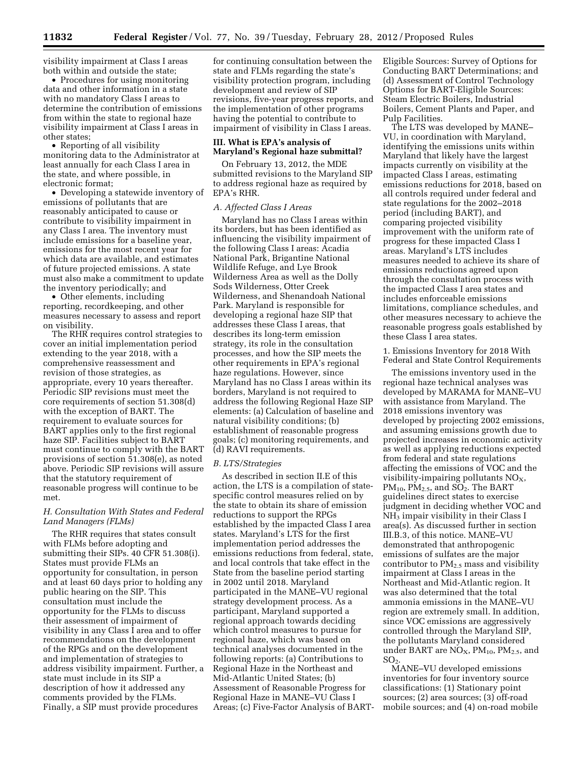visibility impairment at Class I areas both within and outside the state;

- Procedures for using monitoring data and other information in a state with no mandatory Class I areas to determine the contribution of emissions from within the state to regional haze visibility impairment at Class I areas in other states;
- Reporting of all visibility monitoring data to the Administrator at least annually for each Class I area in the state, and where possible, in electronic format;
- Developing a statewide inventory of emissions of pollutants that are reasonably anticipated to cause or contribute to visibility impairment in any Class I area. The inventory must include emissions for a baseline year, emissions for the most recent year for which data are available, and estimates of future projected emissions. A state must also make a commitment to update the inventory periodically; and
- Other elements, including reporting, recordkeeping, and other measures necessary to assess and report on visibility.

The RHR requires control strategies to cover an initial implementation period extending to the year 2018, with a comprehensive reassessment and revision of those strategies, as appropriate, every 10 years thereafter. Periodic SIP revisions must meet the core requirements of section 51.308(d) with the exception of BART. The requirement to evaluate sources for BART applies only to the first regional haze SIP. Facilities subject to BART must continue to comply with the BART provisions of section 51.308(e), as noted above. Periodic SIP revisions will assure that the statutory requirement of reasonable progress will continue to be met.

### *H. Consultation With States and Federal Land Managers (FLMs)*

The RHR requires that states consult with FLMs before adopting and submitting their SIPs. 40 CFR 51.308(i). States must provide FLMs an opportunity for consultation, in person and at least 60 days prior to holding any public hearing on the SIP. This consultation must include the opportunity for the FLMs to discuss their assessment of impairment of visibility in any Class I area and to offer recommendations on the development of the RPGs and on the development and implementation of strategies to address visibility impairment. Further, a state must include in its SIP a description of how it addressed any comments provided by the FLMs. Finally, a SIP must provide procedures for continuing consultation between the state and FLMs regarding the state's visibility protection program, including development and review of SIP revisions, five-year progress reports, and the implementation of other programs having the potential to contribute to impairment of visibility in Class I areas.

## III. What is EPA's analysis of Maryland's Regional haze submittal?

On February 13, 2012, the MDE submitted revisions to the Maryland SIP to address regional haze as required by EPA's RHR.

### *A. Affected Class I Areas*

Maryland has no Class I areas within its borders, but has been identified as influencing the visibility impairment of the following Class I areas: Acadia National Park, Brigantine National Wildlife Refuge, and Lye Brook Wilderness Area as well as the Dolly Sods Wilderness, Otter Creek Wilderness, and Shenandoah National Park. Maryland is responsible for developing a regional haze SIP that addresses these Class I areas, that describes its long-term emission strategy, its role in the consultation processes, and how the SIP meets the other requirements in EPA's regional haze regulations. However, since Maryland has no Class I areas within its borders, Maryland is not required to address the following Regional Haze SIP elements: (a) Calculation of baseline and natural visibility conditions; (b) establishment of reasonable progress goals; (c) monitoring requirements, and (d) RAVI requirements.

### *B. LTS/Strategies*

As described in section II.E of this action, the LTS is a compilation of state-specific control measures relied on by the state to obtain its share of emission reductions to support the RPGs established by the impacted Class I area states. Maryland's LTS for the first implementation period addresses the emissions reductions from federal, state, and local controls that take effect in the State from the baseline period starting in 2002 until 2018. Maryland participated in the MANE–VU regional strategy development process. As a participant, Maryland supported a regional approach towards deciding which control measures to pursue for regional haze, which was based on technical analyses documented in the following reports: (a) Contributions to Regional Haze in the Northeast and Mid-Atlantic United States; (b) Assessment of Reasonable Progress for Regional Haze in MANE–VU Class I Areas; (c) Five-Factor Analysis of BART-Eligible Sources: Survey of Options for Conducting BART Determinations; and (d) Assessment of Control Technology Options for BART-Eligible Sources: Steam Electric Boilers, Industrial Boilers, Cement Plants and Paper, and Pulp Facilities.

The LTS was developed by MANE–VU, in coordination with Maryland, identifying the emissions units within Maryland that likely have the largest impacts currently on visibility at the impacted Class I areas, estimating emissions reductions for 2018, based on all controls required under federal and state regulations for the 2002–2018 period (including BART), and comparing projected visibility improvement with the uniform rate of progress for these impacted Class I areas. Maryland's LTS includes measures needed to achieve its share of emissions reductions agreed upon through the consultation process with the impacted Class I area states and includes enforceable emissions limitations, compliance schedules, and other measures necessary to achieve the reasonable progress goals established by these Class I area states.

#### 1. Emissions Inventory for 2018 With Federal and State Control Requirements

The emissions inventory used in the regional haze technical analyses was developed by MARAMA for MANE–VU with assistance from Maryland. The 2018 emissions inventory was developed by projecting 2002 emissions, and assuming emissions growth due to projected increases in economic activity as well as applying reductions expected from federal and state regulations affecting the emissions of VOC and the visibility-impairing pollutants $NO_X$, $PM_{10}$, $PM_{2.5}$, and $SO_2$. The BART guidelines direct states to exercise judgment in deciding whether VOC and $NH_3$ impair visibility in their Class I area(s). As discussed further in section III.B.3, of this notice. MANE–VU demonstrated that anthropogenic emissions of sulfates are the major contributor to $PM_{2.5}$ mass and visibility impairment at Class I areas in the Northeast and Mid-Atlantic region. It was also determined that the total ammonia emissions in the MANE–VU region are extremely small. In addition, since VOC emissions are aggressively controlled through the Maryland SIP, the pollutants Maryland considered under BART are $NO_X$, $PM_{10}$, $PM_{2.5}$, and $SO_2$.

MANE–VU developed emissions inventories for four inventory source classifications: (1) Stationary point sources; (2) area sources; (3) off-road mobile sources; and (4) on-road mobile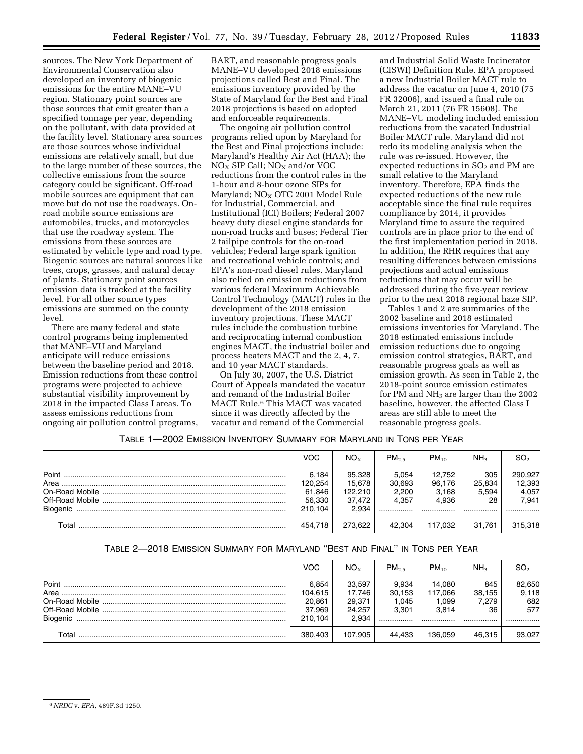sources. The New York Department of Environmental Conservation also developed an inventory of biogenic emissions for the entire MANE–VU region. Stationary point sources are those sources that emit greater than a specified tonnage per year, depending on the pollutant, with data provided at the facility level. Stationary area sources are those sources whose individual emissions are relatively small, but due to the large number of these sources, the collective emissions from the source category could be significant. Off-road mobile sources are equipment that can move but do not use the roadways. On-road mobile source emissions are automobiles, trucks, and motorcycles that use the roadway system. The emissions from these sources are estimated by vehicle type and road type. Biogenic sources are natural sources like trees, crops, grasses, and natural decay of plants. Stationary point sources emission data is tracked at the facility level. For all other source types emissions are summed on the county level.

There are many federal and state control programs being implemented that MANE–VU and Maryland anticipate will reduce emissions between the baseline period and 2018. Emission reductions from these control programs were projected to achieve substantial visibility improvement by 2018 in the impacted Class I areas. To assess emissions reductions from ongoing air pollution control programs, BART, and reasonable progress goals MANE–VU developed 2018 emissions projections called Best and Final. The emissions inventory provided by the State of Maryland for the Best and Final 2018 projections is based on adopted and enforceable requirements.

The ongoing air pollution control programs relied upon by Maryland for the Best and Final projections include: Maryland's Healthy Air Act (HAA); the $NO_X$ SIP Call; $NO_X$ and/or VOC reductions from the control rules in the 1-hour and 8-hour ozone SIPs for Maryland; $NO_X$ OTC 2001 Model Rule for Industrial, Commercial, and Institutional (ICI) Boilers; Federal 2007 heavy duty diesel engine standards for non-road trucks and buses; Federal Tier 2 tailpipe controls for the on-road vehicles; Federal large spark ignition and recreational vehicle controls; and EPA's non-road diesel rules. Maryland also relied on emission reductions from various federal Maximum Achievable Control Technology (MACT) rules in the development of the 2018 emission inventory projections. These MACT rules include the combustion turbine and reciprocating internal combustion engines MACT, the industrial boiler and process heaters MACT and the 2, 4, 7, and 10 year MACT standards.

On July 30, 2007, the U.S. District Court of Appeals mandated the vacatur and remand of the Industrial Boiler MACT Rule.[6] This MACT was vacated since it was directly affected by the vacatur and remand of the Commercial and Industrial Solid Waste Incinerator (CISWI) Definition Rule. EPA proposed a new Industrial Boiler MACT rule to address the vacatur on June 4, 2010 (75 FR 32006), and issued a final rule on March 21, 2011 (76 FR 15608). The MANE–VU modeling included emission reductions from the vacated Industrial Boiler MACT rule. Maryland did not redo its modeling analysis when the rule was re-issued. However, the expected reductions in $SO_2$ and PM are small relative to the Maryland inventory. Therefore, EPA finds the expected reductions of the new rule acceptable since the final rule requires compliance by 2014, it provides Maryland time to assure the required controls are in place prior to the end of the first implementation period in 2018. In addition, the RHR requires that any resulting differences between emissions projections and actual emissions reductions that may occur will be addressed during the five-year review prior to the next 2018 regional haze SIP.

Tables 1 and 2 are summaries of the 2002 baseline and 2018 estimated emissions inventories for Maryland. The 2018 estimated emissions include emission reductions due to ongoing emission control strategies, BART, and reasonable progress goals as well as emission growth. As seen in Table 2, the 2018-point source emission estimates for PM and $NH_3$ are larger than the 2002 baseline, however, the affected Class I areas are still able to meet the reasonable progress goals.

TABLE 1—2002 EMISSION INVENTORY SUMMARY FOR MARYLAND IN TONS PER YEAR

| | VOC | $NO_X$ | $PM_{2.5}$ | $PM_{10}$ | $NH_3$ | $SO_2$ |
|---|---|---|---|---|---|---|
| Point | 6,184 | 95,328 | 5,054 | 12,752 | 305 | 290,927 |
| Area | 120,254 | 15,678 | 30,693 | 96,176 | 25,834 | 12,393 |
| On-Road Mobile | 61,846 | 122,210 | 2,200 | 3,168 | 5,594 | 4,057 |
| Off-Road Mobile | 56,330 | 37,472 | 4,357 | 4,936 | 28 | 7,941 |
| Biogenic | 210,104 | 2,934 | | | | |
| Total | 454,718 | 273,622 | 42,304 | 117,032 | 31,761 | 315,318 |

TABLE 2—2018 EMISSION SUMMARY FOR MARYLAND "BEST AND FINAL" IN TONS PER YEAR

| | VOC | $NO_X$ | $PM_{2.5}$ | $PM_{10}$ | $NH_3$ | $SO_2$ |
|---|---|---|---|---|---|---|
| Point | 6,854 | 33,597 | 9,934 | 14,080 | 845 | 82,650 |
| Area | 104,615 | 17,746 | 30,153 | 117,066 | 38,155 | 9,118 |
| On-Road Mobile | 20,861 | 29,371 | 1,045 | 1,099 | 7,279 | 682 |
| Off-Road Mobile | 37,969 | 24,257 | 3,301 | 3,814 | 36 | 577 |
| Biogenic | 210,104 | 2,934 | | | | |
| Total | 380,403 | 107,905 | 44,433 | 136,059 | 46,315 | 93,027 |

[6] *NRDC* v. *EPA*, 489F.3d 1250.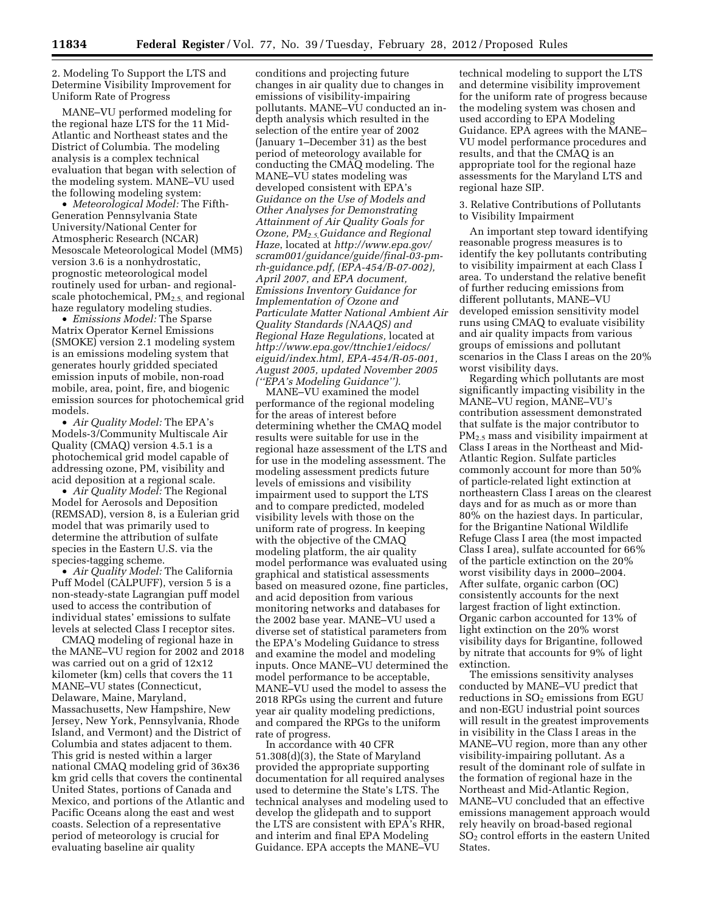2. Modeling To Support the LTS and Determine Visibility Improvement for Uniform Rate of Progress

MANE–VU performed modeling for the regional haze LTS for the 11 Mid-Atlantic and Northeast states and the District of Columbia. The modeling analysis is a complex technical evaluation that began with selection of the modeling system. MANE–VU used the following modeling system:

- *Meteorological Model:* The Fifth-Generation Pennsylvania State University/National Center for Atmospheric Research (NCAR) Mesoscale Meteorological Model (MM5) version 3.6 is a nonhydrostatic, prognostic meteorological model routinely used for urban- and regional-scale photochemical, $PM_{2.5,}$ and regional haze regulatory modeling studies.
- *Emissions Model:* The Sparse Matrix Operator Kernel Emissions (SMOKE) version 2.1 modeling system is an emissions modeling system that generates hourly gridded speciated emission inputs of mobile, non-road mobile, area, point, fire, and biogenic emission sources for photochemical grid models.
- *Air Quality Model:* The EPA's Models-3/Community Multiscale Air Quality (CMAQ) version 4.5.1 is a photochemical grid model capable of addressing ozone, PM, visibility and acid deposition at a regional scale.
- *Air Quality Model:* The Regional Model for Aerosols and Deposition (REMSAD), version 8, is a Eulerian grid model that was primarily used to determine the attribution of sulfate species in the Eastern U.S. via the species-tagging scheme.
- *Air Quality Model:* The California Puff Model (CALPUFF), version 5 is a non-steady-state Lagrangian puff model used to access the contribution of individual states' emissions to sulfate levels at selected Class I receptor sites.

CMAQ modeling of regional haze in the MANE–VU region for 2002 and 2018 was carried out on a grid of 12x12 kilometer (km) cells that covers the 11 MANE–VU states (Connecticut, Delaware, Maine, Maryland, Massachusetts, New Hampshire, New Jersey, New York, Pennsylvania, Rhode Island, and Vermont) and the District of Columbia and states adjacent to them. This grid is nested within a larger national CMAQ modeling grid of 36x36 km grid cells that covers the continental United States, portions of Canada and Mexico, and portions of the Atlantic and Pacific Oceans along the east and west coasts. Selection of a representative period of meteorology is crucial for evaluating baseline air quality conditions and projecting future changes in air quality due to changes in emissions of visibility-impairing pollutants. MANE–VU conducted an in-depth analysis which resulted in the selection of the entire year of 2002 (January 1–December 31) as the best period of meteorology available for conducting the CMAQ modeling. The MANE–VU states modeling was developed consistent with EPA's *Guidance on the Use of Models and Other Analyses for Demonstrating Attainment of Air Quality Goals for Ozone, $PM_{2.5,}$ Guidance and Regional Haze*, located at *http://www.epa.gov/scram001/guidance/guide/final-03-pm-rh-guidance.pdf, (EPA-454/B-07-002), April 2007, and EPA document, Emissions Inventory Guidance for Implementation of Ozone and Particulate Matter National Ambient Air Quality Standards (NAAQS) and Regional Haze Regulations,* located at *http://www.epa.gov/ttnchie1/eidocs/eiguid/index.html, EPA-454/R-05-001, August 2005, updated November 2005 ("EPA's Modeling Guidance").*

MANE–VU examined the model performance of the regional modeling for the areas of interest before determining whether the CMAQ model results were suitable for use in the regional haze assessment of the LTS and for use in the modeling assessment. The modeling assessment predicts future levels of emissions and visibility impairment used to support the LTS and to compare predicted, modeled visibility levels with those on the uniform rate of progress. In keeping with the objective of the CMAQ modeling platform, the air quality model performance was evaluated using graphical and statistical assessments based on measured ozone, fine particles, and acid deposition from various monitoring networks and databases for the 2002 base year. MANE–VU used a diverse set of statistical parameters from the EPA's Modeling Guidance to stress and examine the model and modeling inputs. Once MANE–VU determined the model performance to be acceptable, MANE–VU used the model to assess the 2018 RPGs using the current and future year air quality modeling predictions, and compared the RPGs to the uniform rate of progress.

In accordance with 40 CFR 51.308(d)(3), the State of Maryland provided the appropriate supporting documentation for all required analyses used to determine the State's LTS. The technical analyses and modeling used to develop the glidepath and to support the LTS are consistent with EPA's RHR, and interim and final EPA Modeling Guidance. EPA accepts the MANE–VU technical modeling to support the LTS and determine visibility improvement for the uniform rate of progress because the modeling system was chosen and used according to EPA Modeling Guidance. EPA agrees with the MANE–VU model performance procedures and results, and that the CMAQ is an appropriate tool for the regional haze assessments for the Maryland LTS and regional haze SIP.

3. Relative Contributions of Pollutants to Visibility Impairment

An important step toward identifying reasonable progress measures is to identify the key pollutants contributing to visibility impairment at each Class I area. To understand the relative benefit of further reducing emissions from different pollutants, MANE–VU developed emission sensitivity model runs using CMAQ to evaluate visibility and air quality impacts from various groups of emissions and pollutant scenarios in the Class I areas on the 20% worst visibility days.

Regarding which pollutants are most significantly impacting visibility in the MANE–VU region, MANE–VU's contribution assessment demonstrated that sulfate is the major contributor to $PM_{2.5}$ mass and visibility impairment at Class I areas in the Northeast and Mid-Atlantic Region. Sulfate particles commonly account for more than 50% of particle-related light extinction at northeastern Class I areas on the clearest days and for as much as or more than 80% on the haziest days. In particular, for the Brigantine National Wildlife Refuge Class I area (the most impacted Class I area), sulfate accounted for 66% of the particle extinction on the 20% worst visibility days in 2000–2004. After sulfate, organic carbon (OC) consistently accounts for the next largest fraction of light extinction. Organic carbon accounted for 13% of light extinction on the 20% worst visibility days for Brigantine, followed by nitrate that accounts for 9% of light extinction.

The emissions sensitivity analyses conducted by MANE–VU predict that reductions in $SO_2$ emissions from EGU and non-EGU industrial point sources will result in the greatest improvements in visibility in the Class I areas in the MANE–VU region, more than any other visibility-impairing pollutant. As a result of the dominant role of sulfate in the formation of regional haze in the Northeast and Mid-Atlantic Region, MANE–VU concluded that an effective emissions management approach would rely heavily on broad-based regional $SO_2$ control efforts in the eastern United States.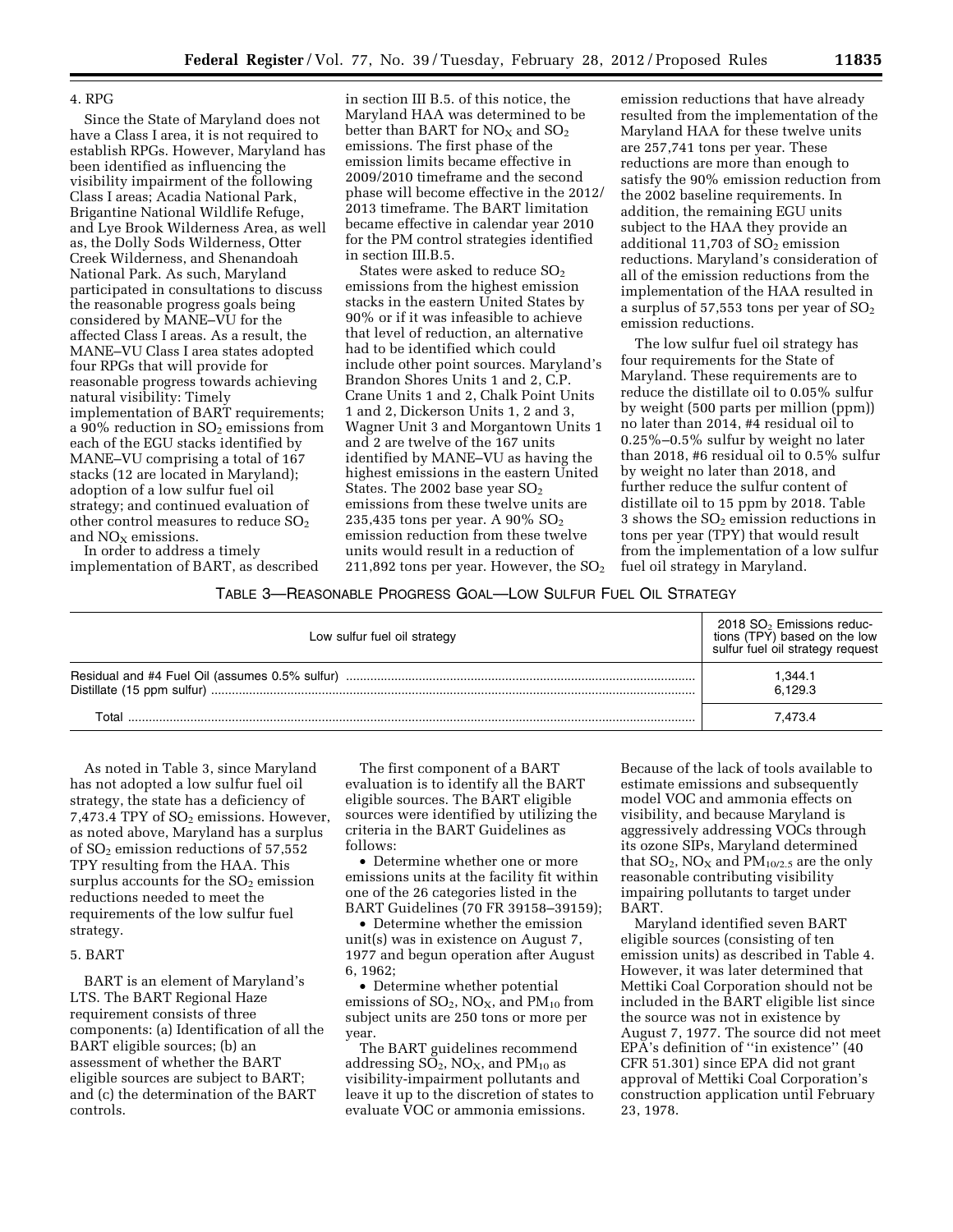### 4. RPG

Since the State of Maryland does not have a Class I area, it is not required to establish RPGs. However, Maryland has been identified as influencing the visibility impairment of the following Class I areas; Acadia National Park, Brigantine National Wildlife Refuge, and Lye Brook Wilderness Area, as well as, the Dolly Sods Wilderness, Otter Creek Wilderness, and Shenandoah National Park. As such, Maryland participated in consultations to discuss the reasonable progress goals being considered by MANE–VU for the affected Class I areas. As a result, the MANE–VU Class I area states adopted four RPGs that will provide for reasonable progress towards achieving natural visibility: Timely implementation of BART requirements; a 90% reduction in $SO_2$ emissions from each of the EGU stacks identified by MANE–VU comprising a total of 167 stacks (12 are located in Maryland); adoption of a low sulfur fuel oil strategy; and continued evaluation of other control measures to reduce $SO_2$ and $NO_X$ emissions.

In order to address a timely implementation of BART, as described in section III B.5. of this notice, the Maryland HAA was determined to be better than BART for $NO_X$ and $SO_2$ emissions. The first phase of the emission limits became effective in 2009/2010 timeframe and the second phase will become effective in the 2012/2013 timeframe. The BART limitation became effective in calendar year 2010 for the PM control strategies identified in section III.B.5.

States were asked to reduce $SO_2$ emissions from the highest emission stacks in the eastern United States by 90% or if it was infeasible to achieve that level of reduction, an alternative had to be identified which could include other point sources. Maryland's Brandon Shores Units 1 and 2, C.P. Crane Units 1 and 2, Chalk Point Units 1 and 2, Dickerson Units 1, 2 and 3, Wagner Unit 3 and Morgantown Units 1 and 2 are twelve of the 167 units identified by MANE–VU as having the highest emissions in the eastern United States. The 2002 base year $SO_2$ emissions from these twelve units are 235,435 tons per year. A 90% $SO_2$ emission reduction from these twelve units would result in a reduction of 211,892 tons per year. However, the $SO_2$ emission reductions that have already resulted from the implementation of the Maryland HAA for these twelve units are 257,741 tons per year. These reductions are more than enough to satisfy the 90% emission reduction from the 2002 baseline requirements. In addition, the remaining EGU units subject to the HAA they provide an additional 11,703 of $SO_2$ emission reductions. Maryland's consideration of all of the emission reductions from the implementation of the HAA resulted in a surplus of 57,553 tons per year of $SO_2$ emission reductions.

The low sulfur fuel oil strategy has four requirements for the State of Maryland. These requirements are to reduce the distillate oil to 0.05% sulfur by weight (500 parts per million (ppm)) no later than 2014, #4 residual oil to 0.25%–0.5% sulfur by weight no later than 2018, #6 residual oil to 0.5% sulfur by weight no later than 2018, and further reduce the sulfur content of distillate oil to 15 ppm by 2018. Table 3 shows the $SO_2$ emission reductions in tons per year (TPY) that would result from the implementation of a low sulfur fuel oil strategy in Maryland.

TABLE 3—REASONABLE PROGRESS GOAL—LOW SULFUR FUEL OIL STRATEGY

| Low sulfur fuel oil strategy | 2018 $SO_2$ Emissions reductions (TPY) based on the low sulfur fuel oil strategy request |
|---|---|
| Residual and #4 Fuel Oil (assumes 0.5% sulfur) | 1,344.1 |
| Distillate (15 ppm sulfur) | 6,129.3 |
| Total | 7,473.4 |

As noted in Table 3, since Maryland has not adopted a low sulfur fuel oil strategy, the state has a deficiency of 7,473.4 TPY of $SO_2$ emissions. However, as noted above, Maryland has a surplus of $SO_2$ emission reductions of 57,552 TPY resulting from the HAA. This surplus accounts for the $SO_2$ emission reductions needed to meet the requirements of the low sulfur fuel strategy.

### 5. BART

BART is an element of Maryland's LTS. The BART Regional Haze requirement consists of three components: (a) Identification of all the BART eligible sources; (b) an assessment of whether the BART eligible sources are subject to BART; and (c) the determination of the BART controls.

The first component of a BART evaluation is to identify all the BART eligible sources. The BART eligible sources were identified by utilizing the criteria in the BART Guidelines as follows:

- Determine whether one or more emissions units at the facility fit within one of the 26 categories listed in the BART Guidelines (70 FR 39158–39159);
- Determine whether the emission unit(s) was in existence on August 7, 1977 and begun operation after August 6, 1962;
- Determine whether potential emissions of $SO_2$, $NO_X$, and $PM_{10}$ from subject units are 250 tons or more per year.

The BART guidelines recommend addressing $SO_2$, $NO_X$, and $PM_{10}$ as visibility-impairment pollutants and leave it up to the discretion of states to evaluate VOC or ammonia emissions. Because of the lack of tools available to estimate emissions and subsequently model VOC and ammonia effects on visibility, and because Maryland is aggressively addressing VOCs through its ozone SIPs, Maryland determined that $SO_2$, $NO_X$ and $PM_{10/2.5}$ are the only reasonable contributing visibility impairing pollutants to target under BART.

Maryland identified seven BART eligible sources (consisting of ten emission units) as described in Table 4. However, it was later determined that Mettiki Coal Corporation should not be included in the BART eligible list since the source was not in existence by August 7, 1977. The source did not meet EPA's definition of "in existence" (40 CFR 51.301) since EPA did not grant approval of Mettiki Coal Corporation's construction application until February 23, 1978.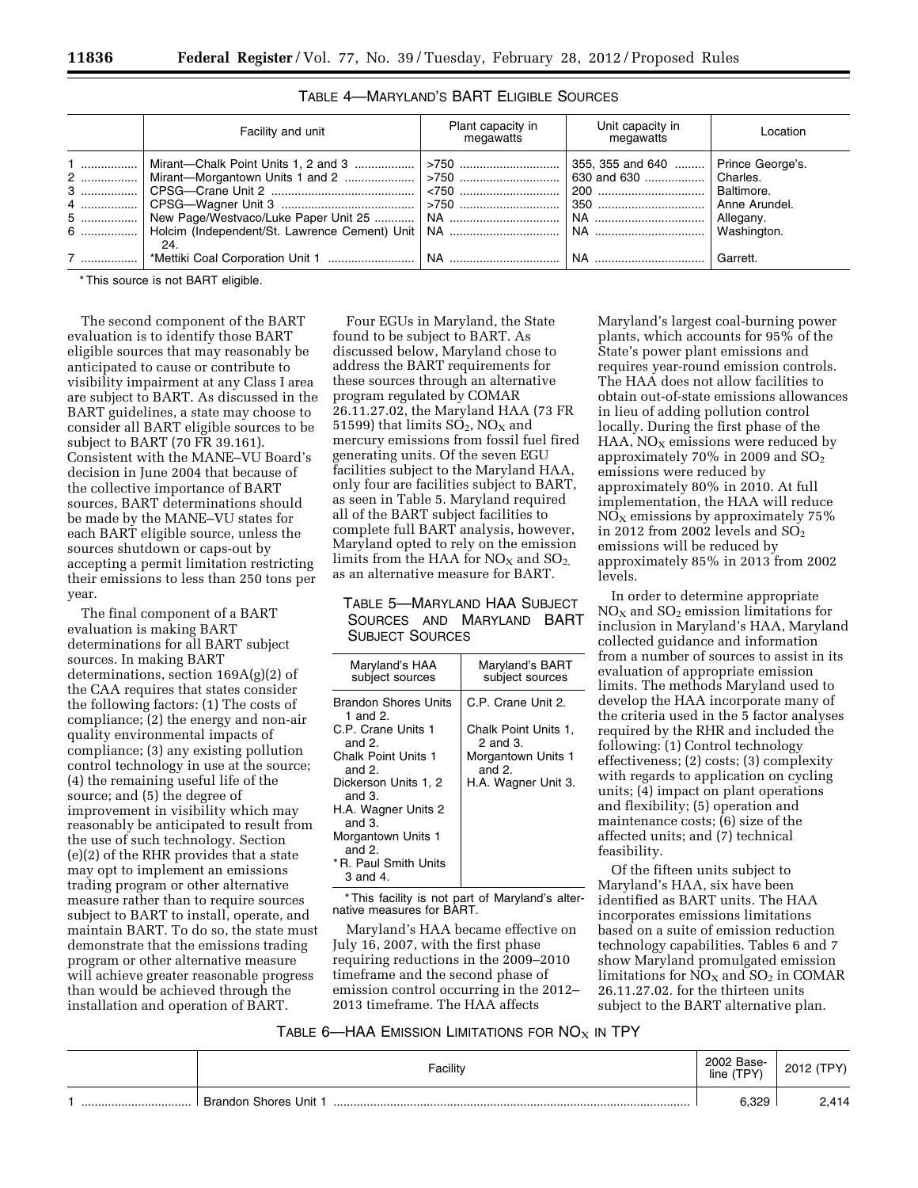TABLE 4—MARYLAND'S BART ELIGIBLE SOURCES

| | Facility and unit | Plant capacity in megawatts | Unit capacity in megawatts | Location |
|---|---|---|---|---|
| 1 | Mirant—Chalk Point Units 1, 2 and 3 | >750 | 355, 355 and 640 | Prince George's. |
| 2 | Mirant—Morgantown Units 1 and 2 | >750 | 630 and 630 | Charles. |
| 3 | CPSG—Crane Unit 2 | <750 | 200 | Baltimore. |
| 4 | CPSG—Wagner Unit 3 | >750 | 350 | Anne Arundel. |
| 5 | New Page/Westvaco/Luke Paper Unit 25 | NA | NA | Allegany. |
| 6 | Holcim (Independent/St. Lawrence Cement) Unit 24. | NA | NA | Washington. |
| 7 | *Mettiki Coal Corporation Unit 1 | NA | NA | Garrett. |

* This source is not BART eligible.

The second component of the BART evaluation is to identify those BART eligible sources that may reasonably be anticipated to cause or contribute to visibility impairment at any Class I area are subject to BART. As discussed in the BART guidelines, a state may choose to consider all BART eligible sources to be subject to BART (70 FR 39.161). Consistent with the MANE–VU Board's decision in June 2004 that because of the collective importance of BART sources, BART determinations should be made by the MANE–VU states for each BART eligible source, unless the sources shutdown or caps-out by accepting a permit limitation restricting their emissions to less than 250 tons per year.

The final component of a BART evaluation is making BART determinations for all BART subject sources. In making BART determinations, section 169A(g)(2) of the CAA requires that states consider the following factors: (1) The costs of compliance; (2) the energy and non-air quality environmental impacts of compliance; (3) any existing pollution control technology in use at the source; (4) the remaining useful life of the source; and (5) the degree of improvement in visibility which may reasonably be anticipated to result from the use of such technology. Section (e)(2) of the RHR provides that a state may opt to implement an emissions trading program or other alternative measure rather than to require sources subject to BART to install, operate, and maintain BART. To do so, the state must demonstrate that the emissions trading program or other alternative measure will achieve greater reasonable progress than would be achieved through the installation and operation of BART.

Four EGUs in Maryland, the State found to be subject to BART. As discussed below, Maryland chose to address the BART requirements for these sources through an alternative program regulated by COMAR 26.11.27.02, the Maryland HAA (73 FR 51599) that limits $SO_2$, $NO_X$ and mercury emissions from fossil fuel fired generating units. Of the seven EGU facilities subject to the Maryland HAA, only four are facilities subject to BART, as seen in Table 5. Maryland required all of the BART subject facilities to complete full BART analysis, however, Maryland opted to rely on the emission limits from the HAA for $NO_X$ and $SO_2$, as an alternative measure for BART.

TABLE 5—MARYLAND HAA SUBJECT SOURCES AND MARYLAND BART SUBJECT SOURCES

| Maryland's HAA subject sources | Maryland's BART subject sources |
|---|---|
| Brandon Shores Units 1 and 2. | C.P. Crane Unit 2. |
| C.P. Crane Units 1 and 2. | Chalk Point Units 1, 2 and 3. |
| Chalk Point Units 1 and 2. | Morgantown Units 1 and 2. |
| Dickerson Units 1, 2 and 3. | H.A. Wagner Unit 3. |
| H.A. Wagner Units 2 and 3. | |
| Morgantown Units 1 and 2. | |
| *R. Paul Smith Units 3 and 4. | |

* This facility is not part of Maryland's alternative measures for BART.

Maryland's HAA became effective on July 16, 2007, with the first phase requiring reductions in the 2009–2010 timeframe and the second phase of emission control occurring in the 2012–2013 timeframe. The HAA affects Maryland's largest coal-burning power plants, which accounts for 95% of the State's power plant emissions and requires year-round emission controls. The HAA does not allow facilities to obtain out-of-state emissions allowances in lieu of adding pollution control locally. During the first phase of the HAA, $NO_X$ emissions were reduced by approximately 70% in 2009 and $SO_2$ emissions were reduced by approximately 80% in 2010. At full implementation, the HAA will reduce $NO_X$ emissions by approximately 75% in 2012 from 2002 levels and $SO_2$ emissions will be reduced by approximately 85% in 2013 from 2002 levels.

In order to determine appropriate $NO_X$ and $SO_2$ emission limitations for inclusion in Maryland's HAA, Maryland collected guidance and information from a number of sources to assist in its evaluation of appropriate emission limits. The methods Maryland used to develop the HAA incorporate many of the criteria used in the 5 factor analyses required by the RHR and included the following: (1) Control technology effectiveness; (2) costs; (3) complexity with regards to application on cycling units; (4) impact on plant operations and flexibility; (5) operation and maintenance costs; (6) size of the affected units; and (7) technical feasibility.

Of the fifteen units subject to Maryland's HAA, six have been identified as BART units. The HAA incorporates emissions limitations based on a suite of emission reduction technology capabilities. Tables 6 and 7 show Maryland promulgated emission limitations for $NO_X$ and $SO_2$ in COMAR 26.11.27.02. for the thirteen units subject to the BART alternative plan.

TABLE 6—HAA EMISSION LIMITATIONS FOR $NO_X$ IN TPY

| | Facility | 2002 Baseline (TPY) | 2012 (TPY) |
|---|---|---|---|
| 1 | Brandon Shores Unit 1 | 6,329 | 2,414 |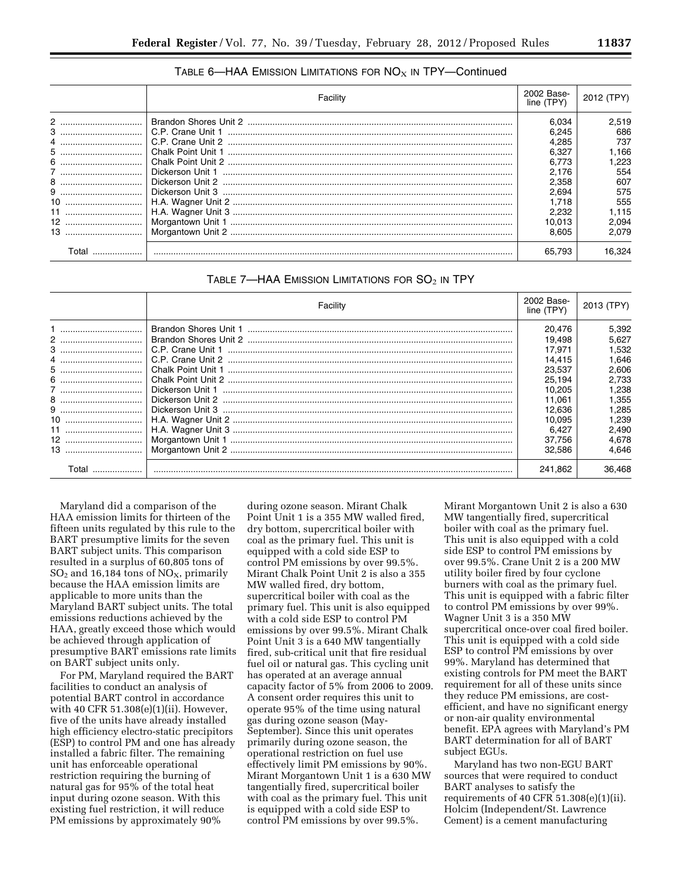TABLE 6—HAA EMISSION LIMITATIONS FOR $NO_X$ IN TPY—Continued

| | Facility | 2002 Baseline (TPY) | 2012 (TPY) |
|---|---|---|---|
| 2 | Brandon Shores Unit 2 | 6,034 | 2,519 |
| 3 | C.P. Crane Unit 1 | 6,245 | 686 |
| 4 | C.P. Crane Unit 2 | 4,285 | 737 |
| 5 | Chalk Point Unit 1 | 6,327 | 1,166 |
| 6 | Chalk Point Unit 2 | 6,773 | 1,223 |
| 7 | Dickerson Unit 1 | 2,176 | 554 |
| 8 | Dickerson Unit 2 | 2,358 | 607 |
| 9 | Dickerson Unit 3 | 2,694 | 575 |
| 10 | H.A. Wagner Unit 2 | 1,718 | 555 |
| 11 | H.A. Wagner Unit 3 | 2,232 | 1,115 |
| 12 | Morgantown Unit 1 | 10,013 | 2,094 |
| 13 | Morgantown Unit 2 | 8,605 | 2,079 |
| Total | | 65,793 | 16,324 |

TABLE 7—HAA EMISSION LIMITATIONS FOR $SO_2$ IN TPY

| | Facility | 2002 Baseline (TPY) | 2013 (TPY) |
|---|---|---|---|
| 1 | Brandon Shores Unit 1 | 20,476 | 5,392 |
| 2 | Brandon Shores Unit 2 | 19,498 | 5,627 |
| 3 | C.P. Crane Unit 1 | 17,971 | 1,532 |
| 4 | C.P. Crane Unit 2 | 14,415 | 1,646 |
| 5 | Chalk Point Unit 1 | 23,537 | 2,606 |
| 6 | Chalk Point Unit 2 | 25,194 | 2,733 |
| 7 | Dickerson Unit 1 | 10,205 | 1,238 |
| 8 | Dickerson Unit 2 | 11,061 | 1,355 |
| 9 | Dickerson Unit 3 | 12,636 | 1,285 |
| 10 | H.A. Wagner Unit 2 | 10,095 | 1,239 |
| 11 | H.A. Wagner Unit 3 | 6,427 | 2,490 |
| 12 | Morgantown Unit 1 | 37,756 | 4,678 |
| 13 | Morgantown Unit 2 | 32,586 | 4,646 |
| Total | | 241,862 | 36,468 |

Maryland did a comparison of the HAA emission limits for thirteen of the fifteen units regulated by this rule to the BART presumptive limits for the seven BART subject units. This comparison resulted in a surplus of 60,805 tons of $SO_2$ and 16,184 tons of $NO_X$, primarily because the HAA emission limits are applicable to more units than the Maryland BART subject units. The total emissions reductions achieved by the HAA, greatly exceed those which would be achieved through application of presumptive BART emissions rate limits on BART subject units only.

For PM, Maryland required the BART facilities to conduct an analysis of potential BART control in accordance with 40 CFR 51.308(e)(1)(ii). However, five of the units have already installed high efficiency electro-static precipitors (ESP) to control PM and one has already installed a fabric filter. The remaining unit has enforceable operational restriction requiring the burning of natural gas for 95% of the total heat input during ozone season. With this existing fuel restriction, it will reduce PM emissions by approximately 90% during ozone season. Mirant Chalk Point Unit 1 is a 355 MW walled fired, dry bottom, supercritical boiler with coal as the primary fuel. This unit is equipped with a cold side ESP to control PM emissions by over 99.5%. Mirant Chalk Point Unit 2 is also a 355 MW walled fired, dry bottom, supercritical boiler with coal as the primary fuel. This unit is also equipped with a cold side ESP to control PM emissions by over 99.5%. Mirant Chalk Point Unit 3 is a 640 MW tangentially fired, sub-critical unit that fire residual fuel oil or natural gas. This cycling unit has operated at an average annual capacity factor of 5% from 2006 to 2009. A consent order requires this unit to operate 95% of the time using natural gas during ozone season (May-September). Since this unit operates primarily during ozone season, the operational restriction on fuel use effectively limit PM emissions by 90%. Mirant Morgantown Unit 1 is a 630 MW tangentially fired, supercritical boiler with coal as the primary fuel. This unit is equipped with a cold side ESP to control PM emissions by over 99.5%. Mirant Morgantown Unit 2 is also a 630 MW tangentially fired, supercritical boiler with coal as the primary fuel. This unit is also equipped with a cold side ESP to control PM emissions by over 99.5%. Crane Unit 2 is a 200 MW utility boiler fired by four cyclone burners with coal as the primary fuel. This unit is equipped with a fabric filter to control PM emissions by over 99%. Wagner Unit 3 is a 350 MW supercritical once-over coal fired boiler. This unit is equipped with a cold side ESP to control PM emissions by over 99%. Maryland has determined that existing controls for PM meet the BART requirement for all of these units since they reduce PM emissions, are cost-efficient, and have no significant energy or non-air quality environmental benefit. EPA agrees with Maryland's PM BART determination for all of BART subject EGUs.

Maryland has two non-EGU BART sources that were required to conduct BART analyses to satisfy the requirements of 40 CFR 51.308(e)(1)(ii). Holcim (Independent/St. Lawrence Cement) is a cement manufacturing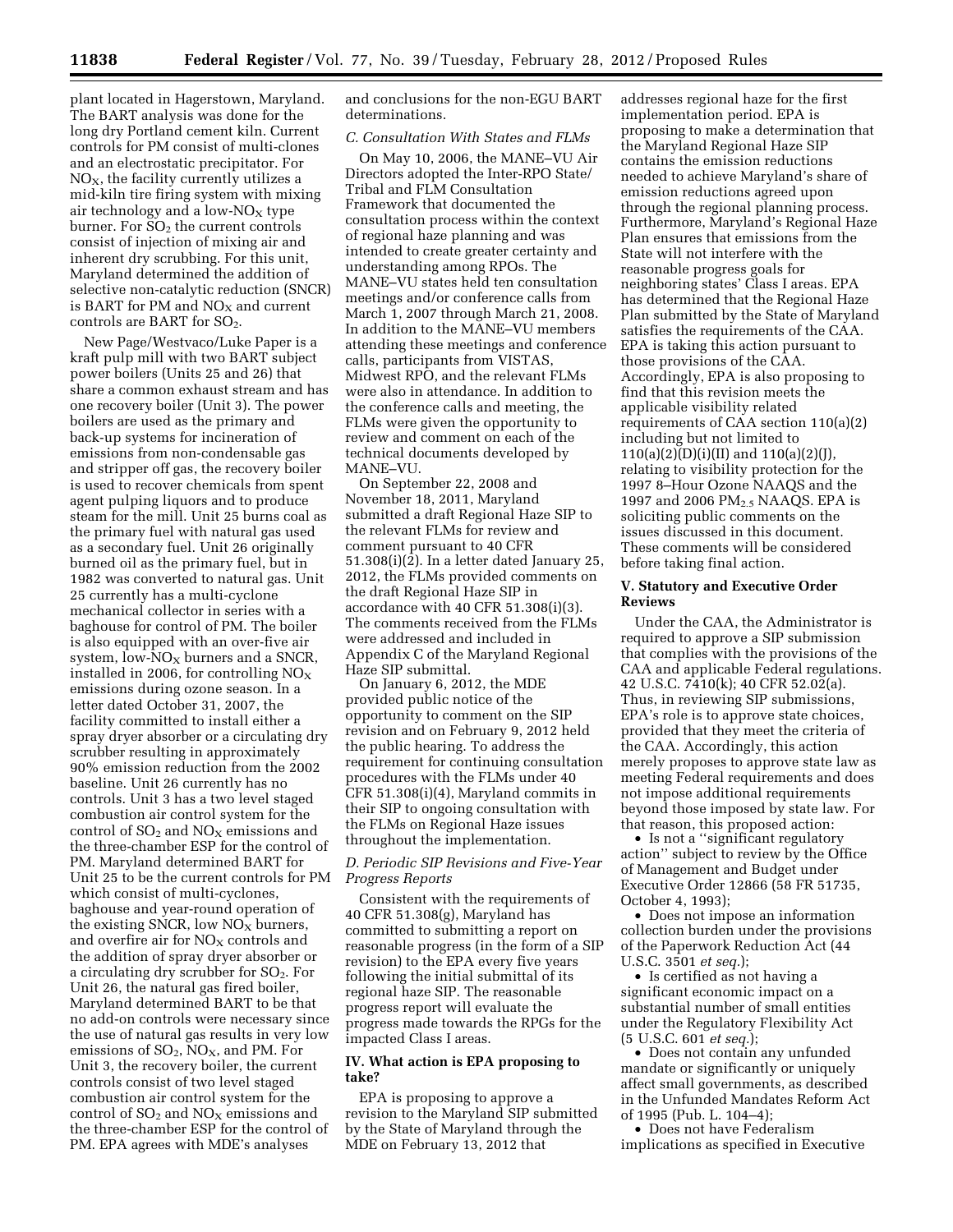plant located in Hagerstown, Maryland. The BART analysis was done for the long dry Portland cement kiln. Current controls for PM consist of multi-clones and an electrostatic precipitator. For $NO_X$, the facility currently utilizes a mid-kiln tire firing system with mixing air technology and a low-$NO_X$ type burner. For $SO_2$ the current controls consist of injection of mixing air and inherent dry scrubbing. For this unit, Maryland determined the addition of selective non-catalytic reduction (SNCR) is BART for PM and $NO_X$ and current controls are BART for $SO_2$.

New Page/Westvaco/Luke Paper is a kraft pulp mill with two BART subject power boilers (Units 25 and 26) that share a common exhaust stream and has one recovery boiler (Unit 3). The power boilers are used as the primary and back-up systems for incineration of emissions from non-condensable gas and stripper off gas, the recovery boiler is used to recover chemicals from spent agent pulping liquors and to produce steam for the mill. Unit 25 burns coal as the primary fuel with natural gas used as a secondary fuel. Unit 26 originally burned oil as the primary fuel, but in 1982 was converted to natural gas. Unit 25 currently has a multi-cyclone mechanical collector in series with a baghouse for control of PM. The boiler is also equipped with an over-five air system, low-$NO_X$ burners and a SNCR, installed in 2006, for controlling $NO_X$ emissions during ozone season. In a letter dated October 31, 2007, the facility committed to install either a spray dryer absorber or a circulating dry scrubber resulting in approximately 90% emission reduction from the 2002 baseline. Unit 26 currently has no controls. Unit 3 has a two level staged combustion air control system for the control of $SO_2$ and $NO_X$ emissions and the three-chamber ESP for the control of PM. Maryland determined BART for Unit 25 to be the current controls for PM which consist of multi-cyclones, baghouse and year-round operation of the existing SNCR, low $NO_X$ burners, and overfire air for $NO_X$ controls and the addition of spray dryer absorber or a circulating dry scrubber for $SO_2$. For Unit 26, the natural gas fired boiler, Maryland determined BART to be that no add-on controls were necessary since the use of natural gas results in very low emissions of $SO_2$, $NO_X$, and PM. For Unit 3, the recovery boiler, the current controls consist of two level staged combustion air control system for the control of $SO_2$ and $NO_X$ emissions and the three-chamber ESP for the control of PM. EPA agrees with MDE's analyses and conclusions for the non-EGU BART determinations.

### *C. Consultation With States and FLMs*

On May 10, 2006, the MANE–VU Air Directors adopted the Inter-RPO State/Tribal and FLM Consultation Framework that documented the consultation process within the context of regional haze planning and was intended to create greater certainty and understanding among RPOs. The MANE–VU states held ten consultation meetings and/or conference calls from March 1, 2007 through March 21, 2008. In addition to the MANE–VU members attending these meetings and conference calls, participants from VISTAS, Midwest RPO, and the relevant FLMs were also in attendance. In addition to the conference calls and meeting, the FLMs were given the opportunity to review and comment on each of the technical documents developed by MANE–VU.

On September 22, 2008 and November 18, 2011, Maryland submitted a draft Regional Haze SIP to the relevant FLMs for review and comment pursuant to 40 CFR 51.308(i)(2). In a letter dated January 25, 2012, the FLMs provided comments on the draft Regional Haze SIP in accordance with 40 CFR 51.308(i)(3). The comments received from the FLMs were addressed and included in Appendix C of the Maryland Regional Haze SIP submittal.

On January 6, 2012, the MDE provided public notice of the opportunity to comment on the SIP revision and on February 9, 2012 held the public hearing. To address the requirement for continuing consultation procedures with the FLMs under 40 CFR 51.308(i)(4), Maryland commits in their SIP to ongoing consultation with the FLMs on Regional Haze issues throughout the implementation.

### *D. Periodic SIP Revisions and Five-Year Progress Reports*

Consistent with the requirements of 40 CFR 51.308(g), Maryland has committed to submitting a report on reasonable progress (in the form of a SIP revision) to the EPA every five years following the initial submittal of its regional haze SIP. The reasonable progress report will evaluate the progress made towards the RPGs for the impacted Class I areas.

## IV. What action is EPA proposing to take?

EPA is proposing to approve a revision to the Maryland SIP submitted by the State of Maryland through the MDE on February 13, 2012 that addresses regional haze for the first implementation period. EPA is proposing to make a determination that the Maryland Regional Haze SIP contains the emission reductions needed to achieve Maryland's share of emission reductions agreed upon through the regional planning process. Furthermore, Maryland's Regional Haze Plan ensures that emissions from the State will not interfere with the reasonable progress goals for neighboring states' Class I areas. EPA has determined that the Regional Haze Plan submitted by the State of Maryland satisfies the requirements of the CAA. EPA is taking this action pursuant to those provisions of the CAA. Accordingly, EPA is also proposing to find that this revision meets the applicable visibility related requirements of CAA section 110(a)(2) including but not limited to 110(a)(2)(D)(i)(II) and 110(a)(2)(J), relating to visibility protection for the 1997 8–Hour Ozone NAAQS and the 1997 and 2006 $PM_{2.5}$ NAAQS. EPA is soliciting public comments on the issues discussed in this document. These comments will be considered before taking final action.

## V. Statutory and Executive Order Reviews

Under the CAA, the Administrator is required to approve a SIP submission that complies with the provisions of the CAA and applicable Federal regulations. 42 U.S.C. 7410(k); 40 CFR 52.02(a). Thus, in reviewing SIP submissions, EPA's role is to approve state choices, provided that they meet the criteria of the CAA. Accordingly, this action merely proposes to approve state law as meeting Federal requirements and does not impose additional requirements beyond those imposed by state law. For that reason, this proposed action:

- Is not a ''significant regulatory action'' subject to review by the Office of Management and Budget under Executive Order 12866 (58 FR 51735, October 4, 1993);
- Does not impose an information collection burden under the provisions of the Paperwork Reduction Act (44 U.S.C. 3501 *et seq.*);
- Is certified as not having a significant economic impact on a substantial number of small entities under the Regulatory Flexibility Act (5 U.S.C. 601 *et seq.*);
- Does not contain any unfunded mandate or significantly or uniquely affect small governments, as described in the Unfunded Mandates Reform Act of 1995 (Pub. L. 104–4);
- Does not have Federalism implications as specified in Executive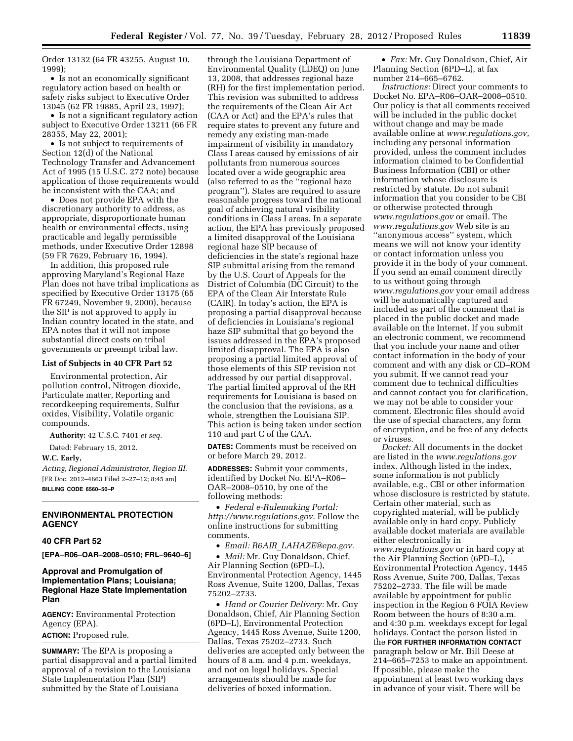Order 13132 (64 FR 43255, August 10, 1999);

- Is not an economically significant regulatory action based on health or safety risks subject to Executive Order 13045 (62 FR 19885, April 23, 1997);
- Is not a significant regulatory action subject to Executive Order 13211 (66 FR 28355, May 22, 2001);
- Is not subject to requirements of Section 12(d) of the National Technology Transfer and Advancement Act of 1995 (15 U.S.C. 272 note) because application of those requirements would be inconsistent with the CAA; and
- Does not provide EPA with the discretionary authority to address, as appropriate, disproportionate human health or environmental effects, using practicable and legally permissible methods, under Executive Order 12898 (59 FR 7629, February 16, 1994).

In addition, this proposed rule approving Maryland's Regional Haze Plan does not have tribal implications as specified by Executive Order 13175 (65 FR 67249, November 9, 2000), because the SIP is not approved to apply in Indian country located in the state, and EPA notes that it will not impose substantial direct costs on tribal governments or preempt tribal law.

**List of Subjects in 40 CFR Part 52**

Environmental protection, Air pollution control, Nitrogen dioxide, Particulate matter, Reporting and recordkeeping requirements, Sulfur oxides, Visibility, Volatile organic compounds.

**Authority:** 42 U.S.C. 7401 *et seq.*

Dated: February 15, 2012.

**W.C. Early,**

*Acting, Regional Administrator, Region III.*

[FR Doc. 2012–4663 Filed 2–27–12; 8:45 am]

**BILLING CODE 6560–50–P**

## ENVIRONMENTAL PROTECTION AGENCY

### 40 CFR Part 52

**[EPA–R06–OAR–2008–0510; FRL–9640–6]**

### Approval and Promulgation of Implementation Plans; Louisiana; Regional Haze State Implementation Plan

**AGENCY:** Environmental Protection Agency (EPA).

**ACTION:** Proposed rule.

**SUMMARY:** The EPA is proposing a partial disapproval and a partial limited approval of a revision to the Louisiana State Implementation Plan (SIP) submitted by the State of Louisiana through the Louisiana Department of Environmental Quality (LDEQ) on June 13, 2008, that addresses regional haze (RH) for the first implementation period. This revision was submitted to address the requirements of the Clean Air Act (CAA or Act) and the EPA's rules that require states to prevent any future and remedy any existing man-made impairment of visibility in mandatory Class I areas caused by emissions of air pollutants from numerous sources located over a wide geographic area (also referred to as the ''regional haze program''). States are required to assure reasonable progress toward the national goal of achieving natural visibility conditions in Class I areas. In a separate action, the EPA has previously proposed a limited disapproval of the Louisiana regional haze SIP because of deficiencies in the state's regional haze SIP submittal arising from the remand by the U.S. Court of Appeals for the District of Columbia (DC Circuit) to the EPA of the Clean Air Interstate Rule (CAIR). In today's action, the EPA is proposing a partial disapproval because of deficiencies in Louisiana's regional haze SIP submittal that go beyond the issues addressed in the EPA's proposed limited disapproval. The EPA is also proposing a partial limited approval of those elements of this SIP revision not addressed by our partial disapproval. The partial limited approval of the RH requirements for Louisiana is based on the conclusion that the revisions, as a whole, strengthen the Louisiana SIP. This action is being taken under section 110 and part C of the CAA.

**DATES:** Comments must be received on or before March 29, 2012.

**ADDRESSES:** Submit your comments, identified by Docket No. EPA–R06–OAR–2008–0510, by one of the following methods:

- *Federal e-Rulemaking Portal: http://www.regulations.gov.* Follow the online instructions for submitting comments.
- *Email: R6AIR_LAHAZE@epa.gov.*
- *Mail:* Mr. Guy Donaldson, Chief, Air Planning Section (6PD–L), Environmental Protection Agency, 1445 Ross Avenue, Suite 1200, Dallas, Texas 75202–2733.
- *Hand or Courier Delivery:* Mr. Guy Donaldson, Chief, Air Planning Section (6PD–L), Environmental Protection Agency, 1445 Ross Avenue, Suite 1200, Dallas, Texas 75202–2733. Such deliveries are accepted only between the hours of 8 a.m. and 4 p.m. weekdays, and not on legal holidays. Special arrangements should be made for deliveries of boxed information.
- *Fax:* Mr. Guy Donaldson, Chief, Air Planning Section (6PD–L), at fax number 214–665–6762.

*Instructions:* Direct your comments to Docket No. EPA–R06–OAR–2008–0510. Our policy is that all comments received will be included in the public docket without change and may be made available online at *www.regulations.gov*, including any personal information provided, unless the comment includes information claimed to be Confidential Business Information (CBI) or other information whose disclosure is restricted by statute. Do not submit information that you consider to be CBI or otherwise protected through *www.regulations.gov* or email. The *www.regulations.gov* Web site is an ''anonymous access'' system, which means we will not know your identity or contact information unless you provide it in the body of your comment. If you send an email comment directly to us without going through *www.regulations.gov* your email address will be automatically captured and included as part of the comment that is placed in the public docket and made available on the Internet. If you submit an electronic comment, we recommend that you include your name and other contact information in the body of your comment and with any disk or CD–ROM you submit. If we cannot read your comment due to technical difficulties and cannot contact you for clarification, we may not be able to consider your comment. Electronic files should avoid the use of special characters, any form of encryption, and be free of any defects or viruses.

*Docket:* All documents in the docket are listed in the *www.regulations.gov* index. Although listed in the index, some information is not publicly available, e.g., CBI or other information whose disclosure is restricted by statute. Certain other material, such as copyrighted material, will be publicly available only in hard copy. Publicly available docket materials are available either electronically in *www.regulations.gov* or in hard copy at the Air Planning Section (6PD–L), Environmental Protection Agency, 1445 Ross Avenue, Suite 700, Dallas, Texas 75202–2733. The file will be made available by appointment for public inspection in the Region 6 FOIA Review Room between the hours of 8:30 a.m. and 4:30 p.m. weekdays except for legal holidays. Contact the person listed in the **FOR FURTHER INFORMATION CONTACT** paragraph below or Mr. Bill Deese at 214–665–7253 to make an appointment. If possible, please make the appointment at least two working days in advance of your visit. There will be